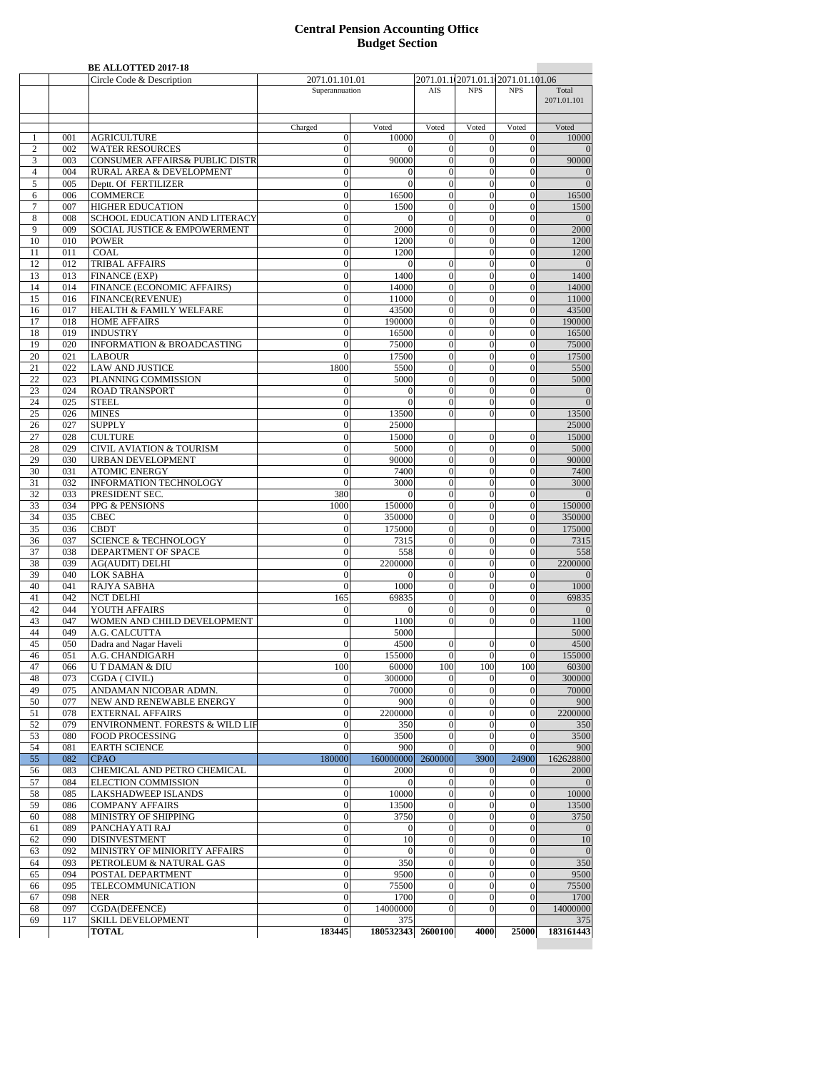# Central Pension Accounting Office
## Budget Section

**BE ALLOTTED 2017-18**

| | | Circle Code & Description | 2071.01.101.01 | | 2071.01.1( | 2071.01.1( | 2071.01.101.06 | |
|---|---|---|---|---|---|---|---|---|
| | | | Superannuation | | AIS | NPS | NPS | Total 2071.01.101 |
| | | | Charged | Voted | Voted | Voted | Voted | Voted |
| 1 | 001 | AGRICULTURE | 0 | 10000 | 0 | 0 | 0 | 10000 |
| 2 | 002 | WATER RESOURCES | 0 | 0 | 0 | 0 | 0 | 0 |
| 3 | 003 | CONSUMER AFFAIRS& PUBLIC DISTR | 0 | 90000 | 0 | 0 | 0 | 90000 |
| 4 | 004 | RURAL AREA & DEVELOPMENT | 0 | 0 | 0 | 0 | 0 | 0 |
| 5 | 005 | Deptt. Of FERTILIZER | 0 | 0 | 0 | 0 | 0 | 0 |
| 6 | 006 | COMMERCE | 0 | 16500 | 0 | 0 | 0 | 16500 |
| 7 | 007 | HIGHER EDUCATION | 0 | 1500 | 0 | 0 | 0 | 1500 |
| 8 | 008 | SCHOOL EDUCATION AND LITERACY | 0 | 0 | 0 | 0 | 0 | 0 |
| 9 | 009 | SOCIAL JUSTICE & EMPOWERMENT | 0 | 2000 | 0 | 0 | 0 | 2000 |
| 10 | 010 | POWER | 0 | 1200 | 0 | 0 | 0 | 1200 |
| 11 | 011 | COAL | 0 | 1200 | | 0 | 0 | 1200 |
| 12 | 012 | TRIBAL AFFAIRS | 0 | 0 | 0 | 0 | 0 | 0 |
| 13 | 013 | FINANCE (EXP) | 0 | 1400 | 0 | 0 | 0 | 1400 |
| 14 | 014 | FINANCE (ECONOMIC AFFAIRS) | 0 | 14000 | 0 | 0 | 0 | 14000 |
| 15 | 016 | FINANCE(REVENUE) | 0 | 11000 | 0 | 0 | 0 | 11000 |
| 16 | 017 | HEALTH & FAMILY WELFARE | 0 | 43500 | 0 | 0 | 0 | 43500 |
| 17 | 018 | HOME AFFAIRS | 0 | 190000 | 0 | 0 | 0 | 190000 |
| 18 | 019 | INDUSTRY | 0 | 16500 | 0 | 0 | 0 | 16500 |
| 19 | 020 | INFORMATION & BROADCASTING | 0 | 75000 | 0 | 0 | 0 | 75000 |
| 20 | 021 | LABOUR | 0 | 17500 | 0 | 0 | 0 | 17500 |
| 21 | 022 | LAW AND JUSTICE | 1800 | 5500 | 0 | 0 | 0 | 5500 |
| 22 | 023 | PLANNING COMMISSION | 0 | 5000 | 0 | 0 | 0 | 5000 |
| 23 | 024 | ROAD TRANSPORT | 0 | 0 | 0 | 0 | 0 | 0 |
| 24 | 025 | STEEL | 0 | 0 | 0 | 0 | 0 | 0 |
| 25 | 026 | MINES | 0 | 13500 | 0 | 0 | 0 | 13500 |
| 26 | 027 | SUPPLY | 0 | 25000 | | | | 25000 |
| 27 | 028 | CULTURE | 0 | 15000 | 0 | 0 | 0 | 15000 |
| 28 | 029 | CIVIL AVIATION & TOURISM | 0 | 5000 | 0 | 0 | 0 | 5000 |
| 29 | 030 | URBAN DEVELOPMENT | 0 | 90000 | 0 | 0 | 0 | 90000 |
| 30 | 031 | ATOMIC ENERGY | 0 | 7400 | 0 | 0 | 0 | 7400 |
| 31 | 032 | INFORMATION TECHNOLOGY | 0 | 3000 | 0 | 0 | 0 | 3000 |
| 32 | 033 | PRESIDENT SEC. | 380 | 0 | 0 | 0 | 0 | 0 |
| 33 | 034 | PPG & PENSIONS | 1000 | 150000 | 0 | 0 | 0 | 150000 |
| 34 | 035 | CBEC | 0 | 350000 | 0 | 0 | 0 | 350000 |
| 35 | 036 | CBDT | 0 | 175000 | 0 | 0 | 0 | 175000 |
| 36 | 037 | SCIENCE & TECHNOLOGY | 0 | 7315 | 0 | 0 | 0 | 7315 |
| 37 | 038 | DEPARTMENT OF SPACE | 0 | 558 | 0 | 0 | 0 | 558 |
| 38 | 039 | AG(AUDIT) DELHI | 0 | 2200000 | 0 | 0 | 0 | 2200000 |
| 39 | 040 | LOK SABHA | 0 | 0 | 0 | 0 | 0 | 0 |
| 40 | 041 | RAJYA SABHA | 0 | 1000 | 0 | 0 | 0 | 1000 |
| 41 | 042 | NCT DELHI | 165 | 69835 | 0 | 0 | 0 | 69835 |
| 42 | 044 | YOUTH AFFAIRS | 0 | 0 | 0 | 0 | 0 | 0 |
| 43 | 047 | WOMEN AND CHILD DEVELOPMENT | 0 | 1100 | 0 | 0 | 0 | 1100 |
| 44 | 049 | A.G. CALCUTTA | | 5000 | | | | 5000 |
| 45 | 050 | Dadra and Nagar Haveli | 0 | 4500 | 0 | 0 | 0 | 4500 |
| 46 | 051 | A.G. CHANDIGARH | 0 | 155000 | 0 | 0 | 0 | 155000 |
| 47 | 066 | U T DAMAN & DIU | 100 | 60000 | 100 | 100 | 100 | 60300 |
| 48 | 073 | CGDA ( CIVIL) | 0 | 300000 | 0 | 0 | 0 | 300000 |
| 49 | 075 | ANDAMAN NICOBAR ADMN. | 0 | 70000 | 0 | 0 | 0 | 70000 |
| 50 | 077 | NEW AND RENEWABLE ENERGY | 0 | 900 | 0 | 0 | 0 | 900 |
| 51 | 078 | EXTERNAL AFFAIRS | 0 | 2200000 | 0 | 0 | 0 | 2200000 |
| 52 | 079 | ENVIRONMENT. FORESTS & WILD LIF | 0 | 350 | 0 | 0 | 0 | 350 |
| 53 | 080 | FOOD PROCESSING | 0 | 3500 | 0 | 0 | 0 | 3500 |
| 54 | 081 | EARTH SCIENCE | 0 | 900 | 0 | 0 | 0 | 900 |
| 55 | 082 | CPAO | 180000 | 160000000 | 2600000 | 3900 | 24900 | 162628800 |
| 56 | 083 | CHEMICAL AND PETRO CHEMICAL | 0 | 2000 | 0 | 0 | 0 | 2000 |
| 57 | 084 | ELECTION COMMISSION | 0 | 0 | 0 | 0 | 0 | 0 |
| 58 | 085 | LAKSHADWEEP ISLANDS | 0 | 10000 | 0 | 0 | 0 | 10000 |
| 59 | 086 | COMPANY AFFAIRS | 0 | 13500 | 0 | 0 | 0 | 13500 |
| 60 | 088 | MINISTRY OF SHIPPING | 0 | 3750 | 0 | 0 | 0 | 3750 |
| 61 | 089 | PANCHAYATI RAJ | 0 | 0 | 0 | 0 | 0 | 0 |
| 62 | 090 | DISINVESTMENT | 0 | 10 | 0 | 0 | 0 | 10 |
| 63 | 092 | MINISTRY OF MINIORITY AFFAIRS | 0 | 0 | 0 | 0 | 0 | 0 |
| 64 | 093 | PETROLEUM & NATURAL GAS | 0 | 350 | 0 | 0 | 0 | 350 |
| 65 | 094 | POSTAL DEPARTMENT | 0 | 9500 | 0 | 0 | 0 | 9500 |
| 66 | 095 | TELECOMMUNICATION | 0 | 75500 | 0 | 0 | 0 | 75500 |
| 67 | 098 | NER | 0 | 1700 | 0 | 0 | 0 | 1700 |
| 68 | 097 | CGDA(DEFENCE) | 0 | 14000000 | 0 | 0 | 0 | 14000000 |
| 69 | 117 | SKILL DEVELOPMENT | 0 | 375 | | | | 375 |
| | | **TOTAL** | **183445** | **180532343** | **2600100** | **4000** | **25000** | **183161443** |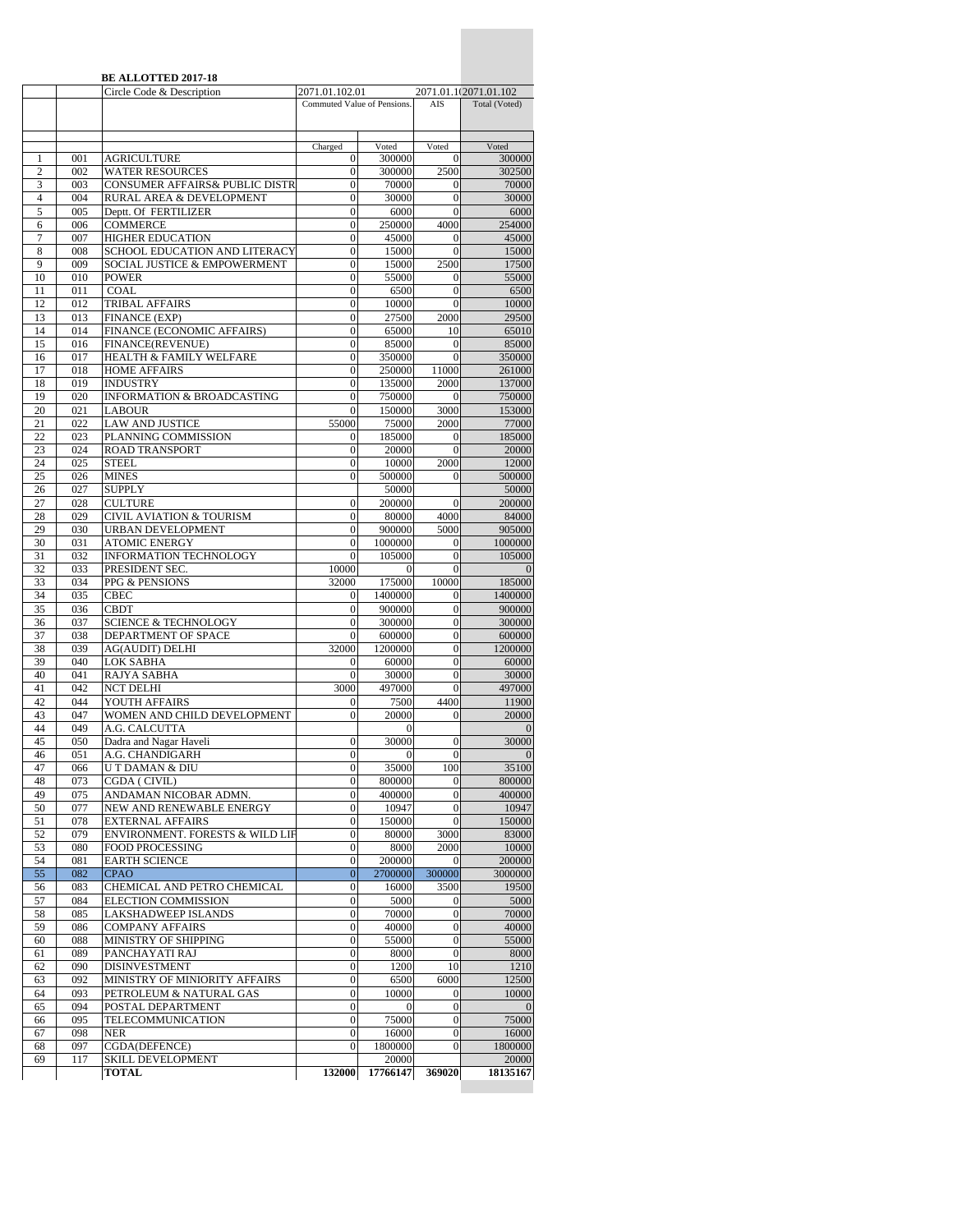**BE ALLOTTED 2017-18**

| | | Circle Code & Description | 2071.01.102.01 | | 2071.01.1(2071.01.102 | |
|---|---|---|---|---|---|---|
| | | | Commuted Value of Pensions. | | AIS | Total (Voted) |
| | | | Charged | Voted | Voted | Voted |
| 1 | 001 | AGRICULTURE | 0 | 300000 | 0 | 300000 |
| 2 | 002 | WATER RESOURCES | 0 | 300000 | 2500 | 302500 |
| 3 | 003 | CONSUMER AFFAIRS& PUBLIC DISTR | 0 | 70000 | 0 | 70000 |
| 4 | 004 | RURAL AREA & DEVELOPMENT | 0 | 30000 | 0 | 30000 |
| 5 | 005 | Deptt. Of FERTILIZER | 0 | 6000 | 0 | 6000 |
| 6 | 006 | COMMERCE | 0 | 250000 | 4000 | 254000 |
| 7 | 007 | HIGHER EDUCATION | 0 | 45000 | 0 | 45000 |
| 8 | 008 | SCHOOL EDUCATION AND LITERACY | 0 | 15000 | 0 | 15000 |
| 9 | 009 | SOCIAL JUSTICE & EMPOWERMENT | 0 | 15000 | 2500 | 17500 |
| 10 | 010 | POWER | 0 | 55000 | 0 | 55000 |
| 11 | 011 | COAL | 0 | 6500 | 0 | 6500 |
| 12 | 012 | TRIBAL AFFAIRS | 0 | 10000 | 0 | 10000 |
| 13 | 013 | FINANCE (EXP) | 0 | 27500 | 2000 | 29500 |
| 14 | 014 | FINANCE (ECONOMIC AFFAIRS) | 0 | 65000 | 10 | 65010 |
| 15 | 016 | FINANCE(REVENUE) | 0 | 85000 | 0 | 85000 |
| 16 | 017 | HEALTH & FAMILY WELFARE | 0 | 350000 | 0 | 350000 |
| 17 | 018 | HOME AFFAIRS | 0 | 250000 | 11000 | 261000 |
| 18 | 019 | INDUSTRY | 0 | 135000 | 2000 | 137000 |
| 19 | 020 | INFORMATION & BROADCASTING | 0 | 750000 | 0 | 750000 |
| 20 | 021 | LABOUR | 0 | 150000 | 3000 | 153000 |
| 21 | 022 | LAW AND JUSTICE | 55000 | 75000 | 2000 | 77000 |
| 22 | 023 | PLANNING COMMISSION | 0 | 185000 | 0 | 185000 |
| 23 | 024 | ROAD TRANSPORT | 0 | 20000 | 0 | 20000 |
| 24 | 025 | STEEL | 0 | 10000 | 2000 | 12000 |
| 25 | 026 | MINES | 0 | 500000 | 0 | 500000 |
| 26 | 027 | SUPPLY | | 50000 | | 50000 |
| 27 | 028 | CULTURE | 0 | 200000 | 0 | 200000 |
| 28 | 029 | CIVIL AVIATION & TOURISM | 0 | 80000 | 4000 | 84000 |
| 29 | 030 | URBAN DEVELOPMENT | 0 | 900000 | 5000 | 905000 |
| 30 | 031 | ATOMIC ENERGY | 0 | 1000000 | 0 | 1000000 |
| 31 | 032 | INFORMATION TECHNOLOGY | 0 | 105000 | 0 | 105000 |
| 32 | 033 | PRESIDENT SEC. | 10000 | 0 | 0 | 0 |
| 33 | 034 | PPG & PENSIONS | 32000 | 175000 | 10000 | 185000 |
| 34 | 035 | CBEC | 0 | 1400000 | 0 | 1400000 |
| 35 | 036 | CBDT | 0 | 900000 | 0 | 900000 |
| 36 | 037 | SCIENCE & TECHNOLOGY | 0 | 300000 | 0 | 300000 |
| 37 | 038 | DEPARTMENT OF SPACE | 0 | 600000 | 0 | 600000 |
| 38 | 039 | AG(AUDIT) DELHI | 32000 | 1200000 | 0 | 1200000 |
| 39 | 040 | LOK SABHA | 0 | 60000 | 0 | 60000 |
| 40 | 041 | RAJYA SABHA | 0 | 30000 | 0 | 30000 |
| 41 | 042 | NCT DELHI | 3000 | 497000 | 0 | 497000 |
| 42 | 044 | YOUTH AFFAIRS | 0 | 7500 | 4400 | 11900 |
| 43 | 047 | WOMEN AND CHILD DEVELOPMENT | 0 | 20000 | 0 | 20000 |
| 44 | 049 | A.G. CALCUTTA | | 0 | | 0 |
| 45 | 050 | Dadra and Nagar Haveli | 0 | 30000 | 0 | 30000 |
| 46 | 051 | A.G. CHANDIGARH | 0 | 0 | 0 | 0 |
| 47 | 066 | U T DAMAN & DIU | 0 | 35000 | 100 | 35100 |
| 48 | 073 | CGDA ( CIVIL) | 0 | 800000 | 0 | 800000 |
| 49 | 075 | ANDAMAN NICOBAR ADMN. | 0 | 400000 | 0 | 400000 |
| 50 | 077 | NEW AND RENEWABLE ENERGY | 0 | 10947 | 0 | 10947 |
| 51 | 078 | EXTERNAL AFFAIRS | 0 | 150000 | 0 | 150000 |
| 52 | 079 | ENVIRONMENT. FORESTS & WILD LIF | 0 | 80000 | 3000 | 83000 |
| 53 | 080 | FOOD PROCESSING | 0 | 8000 | 2000 | 10000 |
| 54 | 081 | EARTH SCIENCE | 0 | 200000 | 0 | 200000 |
| 55 | 082 | CPAO | 0 | 2700000 | 300000 | 3000000 |
| 56 | 083 | CHEMICAL AND PETRO CHEMICAL | 0 | 16000 | 3500 | 19500 |
| 57 | 084 | ELECTION COMMISSION | 0 | 5000 | 0 | 5000 |
| 58 | 085 | LAKSHADWEEP ISLANDS | 0 | 70000 | 0 | 70000 |
| 59 | 086 | COMPANY AFFAIRS | 0 | 40000 | 0 | 40000 |
| 60 | 088 | MINISTRY OF SHIPPING | 0 | 55000 | 0 | 55000 |
| 61 | 089 | PANCHAYATI RAJ | 0 | 8000 | 0 | 8000 |
| 62 | 090 | DISINVESTMENT | 0 | 1200 | 10 | 1210 |
| 63 | 092 | MINISTRY OF MINIORITY AFFAIRS | 0 | 6500 | 6000 | 12500 |
| 64 | 093 | PETROLEUM & NATURAL GAS | 0 | 10000 | 0 | 10000 |
| 65 | 094 | POSTAL DEPARTMENT | 0 | 0 | 0 | 0 |
| 66 | 095 | TELECOMMUNICATION | 0 | 75000 | 0 | 75000 |
| 67 | 098 | NER | 0 | 16000 | 0 | 16000 |
| 68 | 097 | CGDA(DEFENCE) | 0 | 1800000 | 0 | 1800000 |
| 69 | 117 | SKILL DEVELOPMENT | | 20000 | | 20000 |
| | | **TOTAL** | **132000** | **17766147** | **369020** | **18135167** |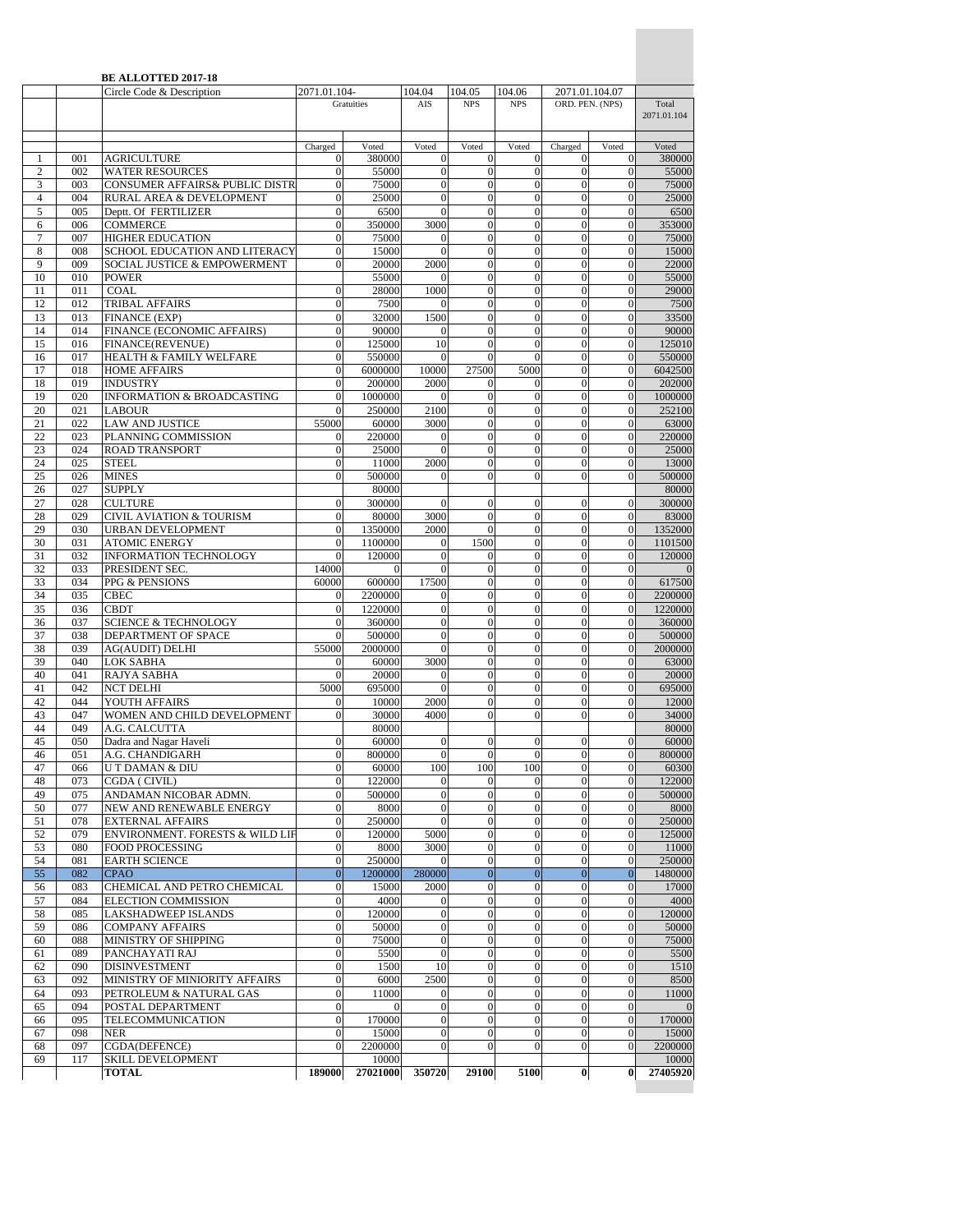**BE ALLOTTED 2017-18**

| | | Circle Code & Description | 2071.01.104- | | 104.04 | 104.05 | 104.06 | 2071.01.104.07 | | |
|---|---|---|---|---|---|---|---|---|---|---|
| | | | Gratuities | | AIS | NPS | NPS | ORD. PEN. (NPS) | | Total 2071.01.104 |
| | | | Charged | Voted | Voted | Voted | Voted | Charged | Voted | Voted |
| 1 | 001 | AGRICULTURE | 0 | 380000 | 0 | 0 | 0 | 0 | 0 | 380000 |
| 2 | 002 | WATER RESOURCES | 0 | 55000 | 0 | 0 | 0 | 0 | 0 | 55000 |
| 3 | 003 | CONSUMER AFFAIRS& PUBLIC DISTR | 0 | 75000 | 0 | 0 | 0 | 0 | 0 | 75000 |
| 4 | 004 | RURAL AREA & DEVELOPMENT | 0 | 25000 | 0 | 0 | 0 | 0 | 0 | 25000 |
| 5 | 005 | Deptt. Of FERTILIZER | 0 | 6500 | 0 | 0 | 0 | 0 | 0 | 6500 |
| 6 | 006 | COMMERCE | 0 | 350000 | 3000 | 0 | 0 | 0 | 0 | 353000 |
| 7 | 007 | HIGHER EDUCATION | 0 | 75000 | 0 | 0 | 0 | 0 | 0 | 75000 |
| 8 | 008 | SCHOOL EDUCATION AND LITERACY | 0 | 15000 | 0 | 0 | 0 | 0 | 0 | 15000 |
| 9 | 009 | SOCIAL JUSTICE & EMPOWERMENT | 0 | 20000 | 2000 | 0 | 0 | 0 | 0 | 22000 |
| 10 | 010 | POWER | | 55000 | 0 | 0 | 0 | 0 | 0 | 55000 |
| 11 | 011 | COAL | 0 | 28000 | 1000 | 0 | 0 | 0 | 0 | 29000 |
| 12 | 012 | TRIBAL AFFAIRS | 0 | 7500 | 0 | 0 | 0 | 0 | 0 | 7500 |
| 13 | 013 | FINANCE (EXP) | 0 | 32000 | 1500 | 0 | 0 | 0 | 0 | 33500 |
| 14 | 014 | FINANCE (ECONOMIC AFFAIRS) | 0 | 90000 | 0 | 0 | 0 | 0 | 0 | 90000 |
| 15 | 016 | FINANCE(REVENUE) | 0 | 125000 | 10 | 0 | 0 | 0 | 0 | 125010 |
| 16 | 017 | HEALTH & FAMILY WELFARE | 0 | 550000 | 0 | 0 | 0 | 0 | 0 | 550000 |
| 17 | 018 | HOME AFFAIRS | 0 | 6000000 | 10000 | 27500 | 5000 | 0 | 0 | 6042500 |
| 18 | 019 | INDUSTRY | 0 | 200000 | 2000 | 0 | 0 | 0 | 0 | 202000 |
| 19 | 020 | INFORMATION & BROADCASTING | 0 | 1000000 | 0 | 0 | 0 | 0 | 0 | 1000000 |
| 20 | 021 | LABOUR | 0 | 250000 | 2100 | 0 | 0 | 0 | 0 | 252100 |
| 21 | 022 | LAW AND JUSTICE | 55000 | 60000 | 3000 | 0 | 0 | 0 | 0 | 63000 |
| 22 | 023 | PLANNING COMMISSION | 0 | 220000 | 0 | 0 | 0 | 0 | 0 | 220000 |
| 23 | 024 | ROAD TRANSPORT | 0 | 25000 | 0 | 0 | 0 | 0 | 0 | 25000 |
| 24 | 025 | STEEL | 0 | 11000 | 2000 | 0 | 0 | 0 | 0 | 13000 |
| 25 | 026 | MINES | 0 | 500000 | 0 | 0 | 0 | 0 | 0 | 500000 |
| 26 | 027 | SUPPLY | | 80000 | | | | | | 80000 |
| 27 | 028 | CULTURE | 0 | 300000 | 0 | 0 | 0 | 0 | 0 | 300000 |
| 28 | 029 | CIVIL AVIATION & TOURISM | 0 | 80000 | 3000 | 0 | 0 | 0 | 0 | 83000 |
| 29 | 030 | URBAN DEVELOPMENT | 0 | 1350000 | 2000 | 0 | 0 | 0 | 0 | 1352000 |
| 30 | 031 | ATOMIC ENERGY | 0 | 1100000 | 0 | 1500 | 0 | 0 | 0 | 1101500 |
| 31 | 032 | INFORMATION TECHNOLOGY | 0 | 120000 | 0 | 0 | 0 | 0 | 0 | 120000 |
| 32 | 033 | PRESIDENT SEC. | 14000 | 0 | 0 | 0 | 0 | 0 | 0 | 0 |
| 33 | 034 | PPG & PENSIONS | 60000 | 600000 | 17500 | 0 | 0 | 0 | 0 | 617500 |
| 34 | 035 | CBEC | 0 | 2200000 | 0 | 0 | 0 | 0 | 0 | 2200000 |
| 35 | 036 | CBDT | 0 | 1220000 | 0 | 0 | 0 | 0 | 0 | 1220000 |
| 36 | 037 | SCIENCE & TECHNOLOGY | 0 | 360000 | 0 | 0 | 0 | 0 | 0 | 360000 |
| 37 | 038 | DEPARTMENT OF SPACE | 0 | 500000 | 0 | 0 | 0 | 0 | 0 | 500000 |
| 38 | 039 | AG(AUDIT) DELHI | 55000 | 2000000 | 0 | 0 | 0 | 0 | 0 | 2000000 |
| 39 | 040 | LOK SABHA | 0 | 60000 | 3000 | 0 | 0 | 0 | 0 | 63000 |
| 40 | 041 | RAJYA SABHA | 0 | 20000 | 0 | 0 | 0 | 0 | 0 | 20000 |
| 41 | 042 | NCT DELHI | 5000 | 695000 | 0 | 0 | 0 | 0 | 0 | 695000 |
| 42 | 044 | YOUTH AFFAIRS | 0 | 10000 | 2000 | 0 | 0 | 0 | 0 | 12000 |
| 43 | 047 | WOMEN AND CHILD DEVELOPMENT | 0 | 30000 | 4000 | 0 | 0 | 0 | 0 | 34000 |
| 44 | 049 | A.G. CALCUTTA | | 80000 | | | | | | 80000 |
| 45 | 050 | Dadra and Nagar Haveli | 0 | 60000 | 0 | 0 | 0 | 0 | 0 | 60000 |
| 46 | 051 | A.G. CHANDIGARH | 0 | 800000 | 0 | 0 | 0 | 0 | 0 | 800000 |
| 47 | 066 | U T DAMAN & DIU | 0 | 60000 | 100 | 100 | 100 | 0 | 0 | 60300 |
| 48 | 073 | CGDA ( CIVIL) | 0 | 122000 | 0 | 0 | 0 | 0 | 0 | 122000 |
| 49 | 075 | ANDAMAN NICOBAR ADMN. | 0 | 500000 | 0 | 0 | 0 | 0 | 0 | 500000 |
| 50 | 077 | NEW AND RENEWABLE ENERGY | 0 | 8000 | 0 | 0 | 0 | 0 | 0 | 8000 |
| 51 | 078 | EXTERNAL AFFAIRS | 0 | 250000 | 0 | 0 | 0 | 0 | 0 | 250000 |
| 52 | 079 | ENVIRONMENT. FORESTS & WILD LIF | 0 | 120000 | 5000 | 0 | 0 | 0 | 0 | 125000 |
| 53 | 080 | FOOD PROCESSING | 0 | 8000 | 3000 | 0 | 0 | 0 | 0 | 11000 |
| 54 | 081 | EARTH SCIENCE | 0 | 250000 | 0 | 0 | 0 | 0 | 0 | 250000 |
| 55 | 082 | CPAO | 0 | 1200000 | 280000 | 0 | 0 | 0 | 0 | 1480000 |
| 56 | 083 | CHEMICAL AND PETRO CHEMICAL | 0 | 15000 | 2000 | 0 | 0 | 0 | 0 | 17000 |
| 57 | 084 | ELECTION COMMISSION | 0 | 4000 | 0 | 0 | 0 | 0 | 0 | 4000 |
| 58 | 085 | LAKSHADWEEP ISLANDS | 0 | 120000 | 0 | 0 | 0 | 0 | 0 | 120000 |
| 59 | 086 | COMPANY AFFAIRS | 0 | 50000 | 0 | 0 | 0 | 0 | 0 | 50000 |
| 60 | 088 | MINISTRY OF SHIPPING | 0 | 75000 | 0 | 0 | 0 | 0 | 0 | 75000 |
| 61 | 089 | PANCHAYATI RAJ | 0 | 5500 | 0 | 0 | 0 | 0 | 0 | 5500 |
| 62 | 090 | DISINVESTMENT | 0 | 1500 | 10 | 0 | 0 | 0 | 0 | 1510 |
| 63 | 092 | MINISTRY OF MINIORITY AFFAIRS | 0 | 6000 | 2500 | 0 | 0 | 0 | 0 | 8500 |
| 64 | 093 | PETROLEUM & NATURAL GAS | 0 | 11000 | 0 | 0 | 0 | 0 | 0 | 11000 |
| 65 | 094 | POSTAL DEPARTMENT | 0 | 0 | 0 | 0 | 0 | 0 | 0 | 0 |
| 66 | 095 | TELECOMMUNICATION | 0 | 170000 | 0 | 0 | 0 | 0 | 0 | 170000 |
| 67 | 098 | NER | 0 | 15000 | 0 | 0 | 0 | 0 | 0 | 15000 |
| 68 | 097 | CGDA(DEFENCE) | 0 | 2200000 | 0 | 0 | 0 | 0 | 0 | 2200000 |
| 69 | 117 | SKILL DEVELOPMENT | | 10000 | | | | | | 10000 |
| | | **TOTAL** | **189000** | **27021000** | **350720** | **29100** | **5100** | **0** | **0** | **27405920** |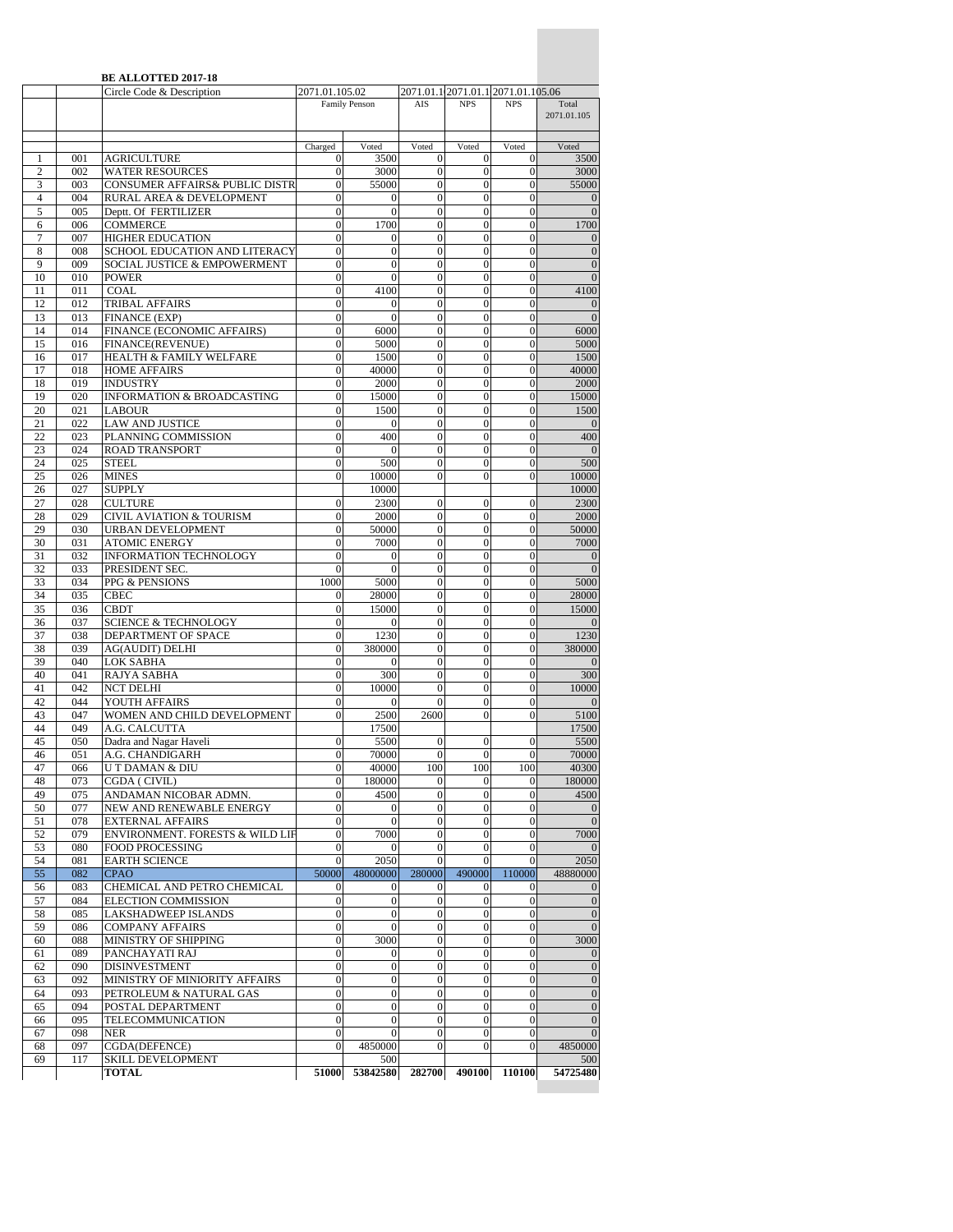**BE ALLOTTED 2017-18**

| | | Circle Code & Description | 2071.01.105.02 | | 2071.01.1 | 2071.01.1 | 2071.01.105.06 | |
|---|---|---|---|---|---|---|---|---|
| | | | Family Penson | | AIS | NPS | NPS | Total 2071.01.105 |
| | | | Charged | Voted | Voted | Voted | Voted | Voted |
| 1 | 001 | AGRICULTURE | 0 | 3500 | 0 | 0 | 0 | 3500 |
| 2 | 002 | WATER RESOURCES | 0 | 3000 | 0 | 0 | 0 | 3000 |
| 3 | 003 | CONSUMER AFFAIRS& PUBLIC DISTR | 0 | 55000 | 0 | 0 | 0 | 55000 |
| 4 | 004 | RURAL AREA & DEVELOPMENT | 0 | 0 | 0 | 0 | 0 | 0 |
| 5 | 005 | Deptt. Of FERTILIZER | 0 | 0 | 0 | 0 | 0 | 0 |
| 6 | 006 | COMMERCE | 0 | 1700 | 0 | 0 | 0 | 1700 |
| 7 | 007 | HIGHER EDUCATION | 0 | 0 | 0 | 0 | 0 | 0 |
| 8 | 008 | SCHOOL EDUCATION AND LITERACY | 0 | 0 | 0 | 0 | 0 | 0 |
| 9 | 009 | SOCIAL JUSTICE & EMPOWERMENT | 0 | 0 | 0 | 0 | 0 | 0 |
| 10 | 010 | POWER | 0 | 0 | 0 | 0 | 0 | 0 |
| 11 | 011 | COAL | 0 | 4100 | 0 | 0 | 0 | 4100 |
| 12 | 012 | TRIBAL AFFAIRS | 0 | 0 | 0 | 0 | 0 | 0 |
| 13 | 013 | FINANCE (EXP) | 0 | 0 | 0 | 0 | 0 | 0 |
| 14 | 014 | FINANCE (ECONOMIC AFFAIRS) | 0 | 6000 | 0 | 0 | 0 | 6000 |
| 15 | 016 | FINANCE(REVENUE) | 0 | 5000 | 0 | 0 | 0 | 5000 |
| 16 | 017 | HEALTH & FAMILY WELFARE | 0 | 1500 | 0 | 0 | 0 | 1500 |
| 17 | 018 | HOME AFFAIRS | 0 | 40000 | 0 | 0 | 0 | 40000 |
| 18 | 019 | INDUSTRY | 0 | 2000 | 0 | 0 | 0 | 2000 |
| 19 | 020 | INFORMATION & BROADCASTING | 0 | 15000 | 0 | 0 | 0 | 15000 |
| 20 | 021 | LABOUR | 0 | 1500 | 0 | 0 | 0 | 1500 |
| 21 | 022 | LAW AND JUSTICE | 0 | 0 | 0 | 0 | 0 | 0 |
| 22 | 023 | PLANNING COMMISSION | 0 | 400 | 0 | 0 | 0 | 400 |
| 23 | 024 | ROAD TRANSPORT | 0 | 0 | 0 | 0 | 0 | 0 |
| 24 | 025 | STEEL | 0 | 500 | 0 | 0 | 0 | 500 |
| 25 | 026 | MINES | 0 | 10000 | 0 | 0 | 0 | 10000 |
| 26 | 027 | SUPPLY | | 10000 | | | | 10000 |
| 27 | 028 | CULTURE | 0 | 2300 | 0 | 0 | 0 | 2300 |
| 28 | 029 | CIVIL AVIATION & TOURISM | 0 | 2000 | 0 | 0 | 0 | 2000 |
| 29 | 030 | URBAN DEVELOPMENT | 0 | 50000 | 0 | 0 | 0 | 50000 |
| 30 | 031 | ATOMIC ENERGY | 0 | 7000 | 0 | 0 | 0 | 7000 |
| 31 | 032 | INFORMATION TECHNOLOGY | 0 | 0 | 0 | 0 | 0 | 0 |
| 32 | 033 | PRESIDENT SEC. | 0 | 0 | 0 | 0 | 0 | 0 |
| 33 | 034 | PPG & PENSIONS | 1000 | 5000 | 0 | 0 | 0 | 5000 |
| 34 | 035 | CBEC | 0 | 28000 | 0 | 0 | 0 | 28000 |
| 35 | 036 | CBDT | 0 | 15000 | 0 | 0 | 0 | 15000 |
| 36 | 037 | SCIENCE & TECHNOLOGY | 0 | 0 | 0 | 0 | 0 | 0 |
| 37 | 038 | DEPARTMENT OF SPACE | 0 | 1230 | 0 | 0 | 0 | 1230 |
| 38 | 039 | AG(AUDIT) DELHI | 0 | 380000 | 0 | 0 | 0 | 380000 |
| 39 | 040 | LOK SABHA | 0 | 0 | 0 | 0 | 0 | 0 |
| 40 | 041 | RAJYA SABHA | 0 | 300 | 0 | 0 | 0 | 300 |
| 41 | 042 | NCT DELHI | 0 | 10000 | 0 | 0 | 0 | 10000 |
| 42 | 044 | YOUTH AFFAIRS | 0 | 0 | 0 | 0 | 0 | 0 |
| 43 | 047 | WOMEN AND CHILD DEVELOPMENT | 0 | 2500 | 2600 | 0 | 0 | 5100 |
| 44 | 049 | A.G. CALCUTTA | | 17500 | | | | 17500 |
| 45 | 050 | Dadra and Nagar Haveli | 0 | 5500 | 0 | 0 | 0 | 5500 |
| 46 | 051 | A.G. CHANDIGARH | 0 | 70000 | 0 | 0 | 0 | 70000 |
| 47 | 066 | U T DAMAN & DIU | 0 | 40000 | 100 | 100 | 100 | 40300 |
| 48 | 073 | CGDA ( CIVIL) | 0 | 180000 | 0 | 0 | 0 | 180000 |
| 49 | 075 | ANDAMAN NICOBAR ADMN. | 0 | 4500 | 0 | 0 | 0 | 4500 |
| 50 | 077 | NEW AND RENEWABLE ENERGY | 0 | 0 | 0 | 0 | 0 | 0 |
| 51 | 078 | EXTERNAL AFFAIRS | 0 | 0 | 0 | 0 | 0 | 0 |
| 52 | 079 | ENVIRONMENT. FORESTS & WILD LIF | 0 | 7000 | 0 | 0 | 0 | 7000 |
| 53 | 080 | FOOD PROCESSING | 0 | 0 | 0 | 0 | 0 | 0 |
| 54 | 081 | EARTH SCIENCE | 0 | 2050 | 0 | 0 | 0 | 2050 |
| 55 | 082 | CPAO | 50000 | 48000000 | 280000 | 490000 | 110000 | 48880000 |
| 56 | 083 | CHEMICAL AND PETRO CHEMICAL | 0 | 0 | 0 | 0 | 0 | 0 |
| 57 | 084 | ELECTION COMMISSION | 0 | 0 | 0 | 0 | 0 | 0 |
| 58 | 085 | LAKSHADWEEP ISLANDS | 0 | 0 | 0 | 0 | 0 | 0 |
| 59 | 086 | COMPANY AFFAIRS | 0 | 0 | 0 | 0 | 0 | 0 |
| 60 | 088 | MINISTRY OF SHIPPING | 0 | 3000 | 0 | 0 | 0 | 3000 |
| 61 | 089 | PANCHAYATI RAJ | 0 | 0 | 0 | 0 | 0 | 0 |
| 62 | 090 | DISINVESTMENT | 0 | 0 | 0 | 0 | 0 | 0 |
| 63 | 092 | MINISTRY OF MINIORITY AFFAIRS | 0 | 0 | 0 | 0 | 0 | 0 |
| 64 | 093 | PETROLEUM & NATURAL GAS | 0 | 0 | 0 | 0 | 0 | 0 |
| 65 | 094 | POSTAL DEPARTMENT | 0 | 0 | 0 | 0 | 0 | 0 |
| 66 | 095 | TELECOMMUNICATION | 0 | 0 | 0 | 0 | 0 | 0 |
| 67 | 098 | NER | 0 | 0 | 0 | 0 | 0 | 0 |
| 68 | 097 | CGDA(DEFENCE) | 0 | 4850000 | 0 | 0 | 0 | 4850000 |
| 69 | 117 | SKILL DEVELOPMENT | | 500 | | | | 500 |
| | | **TOTAL** | **51000** | **53842580** | **282700** | **490100** | **110100** | **54725480** |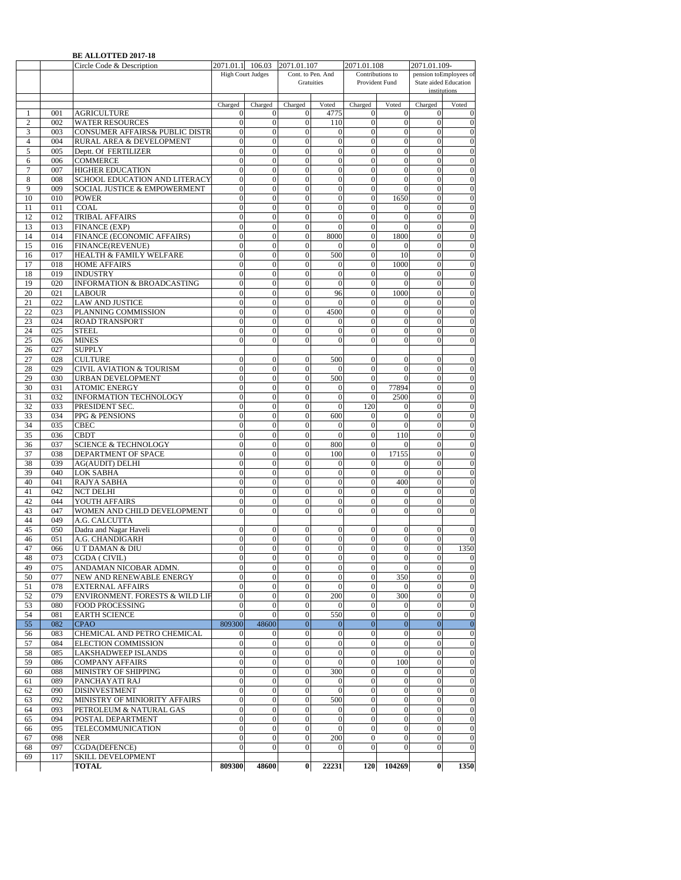**BE ALLOTTED 2017-18**

| | | Circle Code & Description | 2071.01.1 | 106.03 | 2071.01.107 | | 2071.01.108 | | 2071.01.109- | |
|---|---|---|---|---|---|---|---|---|---|---|
| | | | High Court Judges | | Cont. to Pen. And Gratuities | | Contributions to Provident Fund | | pension toEmployees of State aided Education institutions | |
| | | | Charged | Charged | Charged | Voted | Charged | Voted | Charged | Voted |
| 1 | 001 | AGRICULTURE | 0 | 0 | 0 | 4775 | 0 | 0 | 0 | 0 |
| 2 | 002 | WATER RESOURCES | 0 | 0 | 0 | 110 | 0 | 0 | 0 | 0 |
| 3 | 003 | CONSUMER AFFAIRS& PUBLIC DISTR | 0 | 0 | 0 | 0 | 0 | 0 | 0 | 0 |
| 4 | 004 | RURAL AREA & DEVELOPMENT | 0 | 0 | 0 | 0 | 0 | 0 | 0 | 0 |
| 5 | 005 | Deptt. Of FERTILIZER | 0 | 0 | 0 | 0 | 0 | 0 | 0 | 0 |
| 6 | 006 | COMMERCE | 0 | 0 | 0 | 0 | 0 | 0 | 0 | 0 |
| 7 | 007 | HIGHER EDUCATION | 0 | 0 | 0 | 0 | 0 | 0 | 0 | 0 |
| 8 | 008 | SCHOOL EDUCATION AND LITERACY | 0 | 0 | 0 | 0 | 0 | 0 | 0 | 0 |
| 9 | 009 | SOCIAL JUSTICE & EMPOWERMENT | 0 | 0 | 0 | 0 | 0 | 0 | 0 | 0 |
| 10 | 010 | POWER | 0 | 0 | 0 | 0 | 0 | 1650 | 0 | 0 |
| 11 | 011 | COAL | 0 | 0 | 0 | 0 | 0 | 0 | 0 | 0 |
| 12 | 012 | TRIBAL AFFAIRS | 0 | 0 | 0 | 0 | 0 | 0 | 0 | 0 |
| 13 | 013 | FINANCE (EXP) | 0 | 0 | 0 | 0 | 0 | 0 | 0 | 0 |
| 14 | 014 | FINANCE (ECONOMIC AFFAIRS) | 0 | 0 | 0 | 8000 | 0 | 1800 | 0 | 0 |
| 15 | 016 | FINANCE(REVENUE) | 0 | 0 | 0 | 0 | 0 | 0 | 0 | 0 |
| 16 | 017 | HEALTH & FAMILY WELFARE | 0 | 0 | 0 | 500 | 0 | 10 | 0 | 0 |
| 17 | 018 | HOME AFFAIRS | 0 | 0 | 0 | 0 | 0 | 1000 | 0 | 0 |
| 18 | 019 | INDUSTRY | 0 | 0 | 0 | 0 | 0 | 0 | 0 | 0 |
| 19 | 020 | INFORMATION & BROADCASTING | 0 | 0 | 0 | 0 | 0 | 0 | 0 | 0 |
| 20 | 021 | LABOUR | 0 | 0 | 0 | 96 | 0 | 1000 | 0 | 0 |
| 21 | 022 | LAW AND JUSTICE | 0 | 0 | 0 | 0 | 0 | 0 | 0 | 0 |
| 22 | 023 | PLANNING COMMISSION | 0 | 0 | 0 | 4500 | 0 | 0 | 0 | 0 |
| 23 | 024 | ROAD TRANSPORT | 0 | 0 | 0 | 0 | 0 | 0 | 0 | 0 |
| 24 | 025 | STEEL | 0 | 0 | 0 | 0 | 0 | 0 | 0 | 0 |
| 25 | 026 | MINES | 0 | 0 | 0 | 0 | 0 | 0 | 0 | 0 |
| 26 | 027 | SUPPLY | | | | | | | | |
| 27 | 028 | CULTURE | 0 | 0 | 0 | 500 | 0 | 0 | 0 | 0 |
| 28 | 029 | CIVIL AVIATION & TOURISM | 0 | 0 | 0 | 0 | 0 | 0 | 0 | 0 |
| 29 | 030 | URBAN DEVELOPMENT | 0 | 0 | 0 | 500 | 0 | 0 | 0 | 0 |
| 30 | 031 | ATOMIC ENERGY | 0 | 0 | 0 | 0 | 0 | 77894 | 0 | 0 |
| 31 | 032 | INFORMATION TECHNOLOGY | 0 | 0 | 0 | 0 | 0 | 2500 | 0 | 0 |
| 32 | 033 | PRESIDENT SEC. | 0 | 0 | 0 | 0 | 120 | 0 | 0 | 0 |
| 33 | 034 | PPG & PENSIONS | 0 | 0 | 0 | 600 | 0 | 0 | 0 | 0 |
| 34 | 035 | CBEC | 0 | 0 | 0 | 0 | 0 | 0 | 0 | 0 |
| 35 | 036 | CBDT | 0 | 0 | 0 | 0 | 0 | 110 | 0 | 0 |
| 36 | 037 | SCIENCE & TECHNOLOGY | 0 | 0 | 0 | 800 | 0 | 0 | 0 | 0 |
| 37 | 038 | DEPARTMENT OF SPACE | 0 | 0 | 0 | 100 | 0 | 17155 | 0 | 0 |
| 38 | 039 | AG(AUDIT) DELHI | 0 | 0 | 0 | 0 | 0 | 0 | 0 | 0 |
| 39 | 040 | LOK SABHA | 0 | 0 | 0 | 0 | 0 | 0 | 0 | 0 |
| 40 | 041 | RAJYA SABHA | 0 | 0 | 0 | 0 | 0 | 400 | 0 | 0 |
| 41 | 042 | NCT DELHI | 0 | 0 | 0 | 0 | 0 | 0 | 0 | 0 |
| 42 | 044 | YOUTH AFFAIRS | 0 | 0 | 0 | 0 | 0 | 0 | 0 | 0 |
| 43 | 047 | WOMEN AND CHILD DEVELOPMENT | 0 | 0 | 0 | 0 | 0 | 0 | 0 | 0 |
| 44 | 049 | A.G. CALCUTTA | | | | | | | | |
| 45 | 050 | Dadra and Nagar Haveli | 0 | 0 | 0 | 0 | 0 | 0 | 0 | 0 |
| 46 | 051 | A.G. CHANDIGARH | 0 | 0 | 0 | 0 | 0 | 0 | 0 | 0 |
| 47 | 066 | U T DAMAN & DIU | 0 | 0 | 0 | 0 | 0 | 0 | 0 | 1350 |
| 48 | 073 | CGDA ( CIVIL) | 0 | 0 | 0 | 0 | 0 | 0 | 0 | 0 |
| 49 | 075 | ANDAMAN NICOBAR ADMN. | 0 | 0 | 0 | 0 | 0 | 0 | 0 | 0 |
| 50 | 077 | NEW AND RENEWABLE ENERGY | 0 | 0 | 0 | 0 | 0 | 350 | 0 | 0 |
| 51 | 078 | EXTERNAL AFFAIRS | 0 | 0 | 0 | 0 | 0 | 0 | 0 | 0 |
| 52 | 079 | ENVIRONMENT. FORESTS & WILD LIF | 0 | 0 | 0 | 200 | 0 | 300 | 0 | 0 |
| 53 | 080 | FOOD PROCESSING | 0 | 0 | 0 | 0 | 0 | 0 | 0 | 0 |
| 54 | 081 | EARTH SCIENCE | 0 | 0 | 0 | 550 | 0 | 0 | 0 | 0 |
| 55 | 082 | CPAO | 809300 | 48600 | 0 | 0 | 0 | 0 | 0 | 0 |
| 56 | 083 | CHEMICAL AND PETRO CHEMICAL | 0 | 0 | 0 | 0 | 0 | 0 | 0 | 0 |
| 57 | 084 | ELECTION COMMISSION | 0 | 0 | 0 | 0 | 0 | 0 | 0 | 0 |
| 58 | 085 | LAKSHADWEEP ISLANDS | 0 | 0 | 0 | 0 | 0 | 0 | 0 | 0 |
| 59 | 086 | COMPANY AFFAIRS | 0 | 0 | 0 | 0 | 0 | 100 | 0 | 0 |
| 60 | 088 | MINISTRY OF SHIPPING | 0 | 0 | 0 | 300 | 0 | 0 | 0 | 0 |
| 61 | 089 | PANCHAYATI RAJ | 0 | 0 | 0 | 0 | 0 | 0 | 0 | 0 |
| 62 | 090 | DISINVESTMENT | 0 | 0 | 0 | 0 | 0 | 0 | 0 | 0 |
| 63 | 092 | MINISTRY OF MINIORITY AFFAIRS | 0 | 0 | 0 | 500 | 0 | 0 | 0 | 0 |
| 64 | 093 | PETROLEUM & NATURAL GAS | 0 | 0 | 0 | 0 | 0 | 0 | 0 | 0 |
| 65 | 094 | POSTAL DEPARTMENT | 0 | 0 | 0 | 0 | 0 | 0 | 0 | 0 |
| 66 | 095 | TELECOMMUNICATION | 0 | 0 | 0 | 0 | 0 | 0 | 0 | 0 |
| 67 | 098 | NER | 0 | 0 | 0 | 200 | 0 | 0 | 0 | 0 |
| 68 | 097 | CGDA(DEFENCE) | 0 | 0 | 0 | 0 | 0 | 0 | 0 | 0 |
| 69 | 117 | SKILL DEVELOPMENT | | | | | | | | |
| | | **TOTAL** | **809300** | **48600** | **0** | **22231** | **120** | **104269** | **0** | **1350** |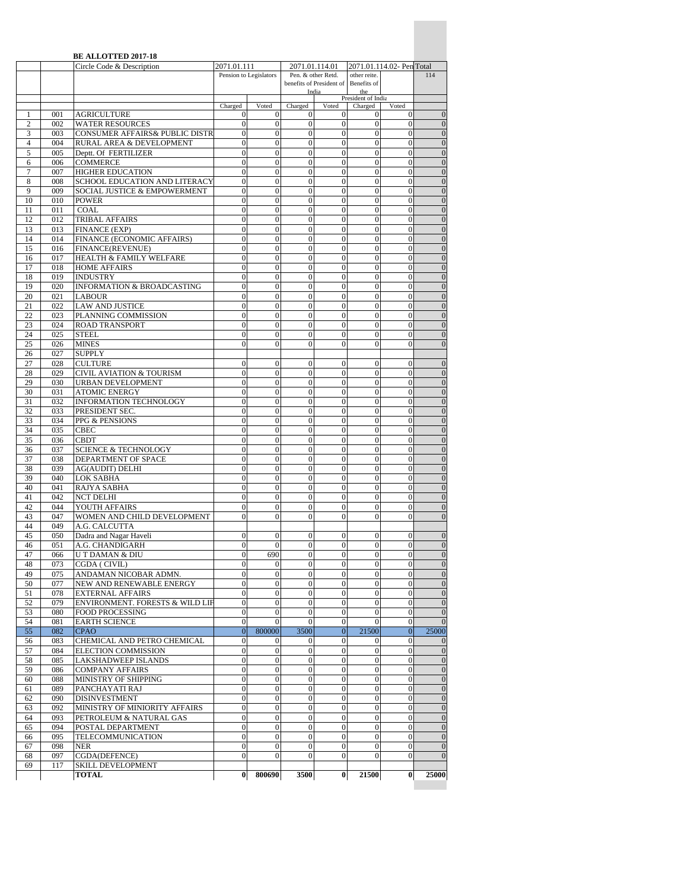**BE ALLOTTED 2017-18**

| | | Circle Code & Description | 2071.01.111 | | 2071.01.114.01 | | 2071.01.114.02- Pen | | Total |
|---|---|---|---|---|---|---|---|---|---|
| | | | Pension to Legislators | | Pen. & other Retd. benefits of President of India | | other reite. Benefits of the President of India | | 114 |
| | | | Charged | Voted | Charged | Voted | Charged | Voted | |
| 1 | 001 | AGRICULTURE | 0 | 0 | 0 | 0 | 0 | 0 | 0 |
| 2 | 002 | WATER RESOURCES | 0 | 0 | 0 | 0 | 0 | 0 | 0 |
| 3 | 003 | CONSUMER AFFAIRS& PUBLIC DISTR | 0 | 0 | 0 | 0 | 0 | 0 | 0 |
| 4 | 004 | RURAL AREA & DEVELOPMENT | 0 | 0 | 0 | 0 | 0 | 0 | 0 |
| 5 | 005 | Deptt. Of FERTILIZER | 0 | 0 | 0 | 0 | 0 | 0 | 0 |
| 6 | 006 | COMMERCE | 0 | 0 | 0 | 0 | 0 | 0 | 0 |
| 7 | 007 | HIGHER EDUCATION | 0 | 0 | 0 | 0 | 0 | 0 | 0 |
| 8 | 008 | SCHOOL EDUCATION AND LITERACY | 0 | 0 | 0 | 0 | 0 | 0 | 0 |
| 9 | 009 | SOCIAL JUSTICE & EMPOWERMENT | 0 | 0 | 0 | 0 | 0 | 0 | 0 |
| 10 | 010 | POWER | 0 | 0 | 0 | 0 | 0 | 0 | 0 |
| 11 | 011 | COAL | 0 | 0 | 0 | 0 | 0 | 0 | 0 |
| 12 | 012 | TRIBAL AFFAIRS | 0 | 0 | 0 | 0 | 0 | 0 | 0 |
| 13 | 013 | FINANCE (EXP) | 0 | 0 | 0 | 0 | 0 | 0 | 0 |
| 14 | 014 | FINANCE (ECONOMIC AFFAIRS) | 0 | 0 | 0 | 0 | 0 | 0 | 0 |
| 15 | 016 | FINANCE(REVENUE) | 0 | 0 | 0 | 0 | 0 | 0 | 0 |
| 16 | 017 | HEALTH & FAMILY WELFARE | 0 | 0 | 0 | 0 | 0 | 0 | 0 |
| 17 | 018 | HOME AFFAIRS | 0 | 0 | 0 | 0 | 0 | 0 | 0 |
| 18 | 019 | INDUSTRY | 0 | 0 | 0 | 0 | 0 | 0 | 0 |
| 19 | 020 | INFORMATION & BROADCASTING | 0 | 0 | 0 | 0 | 0 | 0 | 0 |
| 20 | 021 | LABOUR | 0 | 0 | 0 | 0 | 0 | 0 | 0 |
| 21 | 022 | LAW AND JUSTICE | 0 | 0 | 0 | 0 | 0 | 0 | 0 |
| 22 | 023 | PLANNING COMMISSION | 0 | 0 | 0 | 0 | 0 | 0 | 0 |
| 23 | 024 | ROAD TRANSPORT | 0 | 0 | 0 | 0 | 0 | 0 | 0 |
| 24 | 025 | STEEL | 0 | 0 | 0 | 0 | 0 | 0 | 0 |
| 25 | 026 | MINES | 0 | 0 | 0 | 0 | 0 | 0 | 0 |
| 26 | 027 | SUPPLY | | | | | | | |
| 27 | 028 | CULTURE | 0 | 0 | 0 | 0 | 0 | 0 | 0 |
| 28 | 029 | CIVIL AVIATION & TOURISM | 0 | 0 | 0 | 0 | 0 | 0 | 0 |
| 29 | 030 | URBAN DEVELOPMENT | 0 | 0 | 0 | 0 | 0 | 0 | 0 |
| 30 | 031 | ATOMIC ENERGY | 0 | 0 | 0 | 0 | 0 | 0 | 0 |
| 31 | 032 | INFORMATION TECHNOLOGY | 0 | 0 | 0 | 0 | 0 | 0 | 0 |
| 32 | 033 | PRESIDENT SEC. | 0 | 0 | 0 | 0 | 0 | 0 | 0 |
| 33 | 034 | PPG & PENSIONS | 0 | 0 | 0 | 0 | 0 | 0 | 0 |
| 34 | 035 | CBEC | 0 | 0 | 0 | 0 | 0 | 0 | 0 |
| 35 | 036 | CBDT | 0 | 0 | 0 | 0 | 0 | 0 | 0 |
| 36 | 037 | SCIENCE & TECHNOLOGY | 0 | 0 | 0 | 0 | 0 | 0 | 0 |
| 37 | 038 | DEPARTMENT OF SPACE | 0 | 0 | 0 | 0 | 0 | 0 | 0 |
| 38 | 039 | AG(AUDIT) DELHI | 0 | 0 | 0 | 0 | 0 | 0 | 0 |
| 39 | 040 | LOK SABHA | 0 | 0 | 0 | 0 | 0 | 0 | 0 |
| 40 | 041 | RAJYA SABHA | 0 | 0 | 0 | 0 | 0 | 0 | 0 |
| 41 | 042 | NCT DELHI | 0 | 0 | 0 | 0 | 0 | 0 | 0 |
| 42 | 044 | YOUTH AFFAIRS | 0 | 0 | 0 | 0 | 0 | 0 | 0 |
| 43 | 047 | WOMEN AND CHILD DEVELOPMENT | 0 | 0 | 0 | 0 | 0 | 0 | 0 |
| 44 | 049 | A.G. CALCUTTA | | | | | | | |
| 45 | 050 | Dadra and Nagar Haveli | 0 | 0 | 0 | 0 | 0 | 0 | 0 |
| 46 | 051 | A.G. CHANDIGARH | 0 | 0 | 0 | 0 | 0 | 0 | 0 |
| 47 | 066 | U T DAMAN & DIU | 0 | 690 | 0 | 0 | 0 | 0 | 0 |
| 48 | 073 | CGDA ( CIVIL) | 0 | 0 | 0 | 0 | 0 | 0 | 0 |
| 49 | 075 | ANDAMAN NICOBAR ADMN. | 0 | 0 | 0 | 0 | 0 | 0 | 0 |
| 50 | 077 | NEW AND RENEWABLE ENERGY | 0 | 0 | 0 | 0 | 0 | 0 | 0 |
| 51 | 078 | EXTERNAL AFFAIRS | 0 | 0 | 0 | 0 | 0 | 0 | 0 |
| 52 | 079 | ENVIRONMENT. FORESTS & WILD LIF | 0 | 0 | 0 | 0 | 0 | 0 | 0 |
| 53 | 080 | FOOD PROCESSING | 0 | 0 | 0 | 0 | 0 | 0 | 0 |
| 54 | 081 | EARTH SCIENCE | 0 | 0 | 0 | 0 | 0 | 0 | 0 |
| 55 | 082 | CPAO | 0 | 800000 | 3500 | 0 | 21500 | 0 | 25000 |
| 56 | 083 | CHEMICAL AND PETRO CHEMICAL | 0 | 0 | 0 | 0 | 0 | 0 | 0 |
| 57 | 084 | ELECTION COMMISSION | 0 | 0 | 0 | 0 | 0 | 0 | 0 |
| 58 | 085 | LAKSHADWEEP ISLANDS | 0 | 0 | 0 | 0 | 0 | 0 | 0 |
| 59 | 086 | COMPANY AFFAIRS | 0 | 0 | 0 | 0 | 0 | 0 | 0 |
| 60 | 088 | MINISTRY OF SHIPPING | 0 | 0 | 0 | 0 | 0 | 0 | 0 |
| 61 | 089 | PANCHAYATI RAJ | 0 | 0 | 0 | 0 | 0 | 0 | 0 |
| 62 | 090 | DISINVESTMENT | 0 | 0 | 0 | 0 | 0 | 0 | 0 |
| 63 | 092 | MINISTRY OF MINIORITY AFFAIRS | 0 | 0 | 0 | 0 | 0 | 0 | 0 |
| 64 | 093 | PETROLEUM & NATURAL GAS | 0 | 0 | 0 | 0 | 0 | 0 | 0 |
| 65 | 094 | POSTAL DEPARTMENT | 0 | 0 | 0 | 0 | 0 | 0 | 0 |
| 66 | 095 | TELECOMMUNICATION | 0 | 0 | 0 | 0 | 0 | 0 | 0 |
| 67 | 098 | NER | 0 | 0 | 0 | 0 | 0 | 0 | 0 |
| 68 | 097 | CGDA(DEFENCE) | 0 | 0 | 0 | 0 | 0 | 0 | 0 |
| 69 | 117 | SKILL DEVELOPMENT | | | | | | | |
| | | **TOTAL** | **0** | **800690** | **3500** | **0** | **21500** | **0** | **25000** |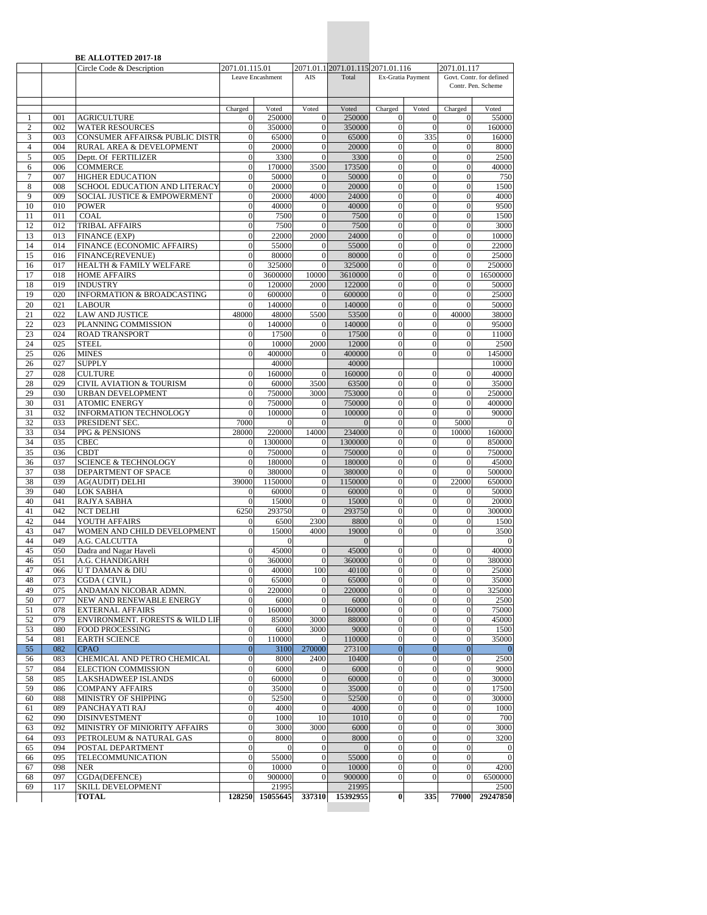**BE ALLOTTED 2017-18**

| | | Circle Code & Description | 2071.01.115.01 | | 2071.01.1 | 2071.01.115 | 2071.01.116 | | 2071.01.117 | |
|---|---|---|---|---|---|---|---|---|---|---|
| | | | Leave Encashment | | AIS | Total | Ex-Gratia Payment | | Govt. Contr. for defined Contr. Pen. Scheme | |
| | | | Charged | Voted | Voted | Voted | Charged | Voted | Charged | Voted |
| 1 | 001 | AGRICULTURE | 0 | 250000 | 0 | 250000 | 0 | 0 | 0 | 55000 |
| 2 | 002 | WATER RESOURCES | 0 | 350000 | 0 | 350000 | 0 | 0 | 0 | 160000 |
| 3 | 003 | CONSUMER AFFAIRS& PUBLIC DISTR | 0 | 65000 | 0 | 65000 | 0 | 335 | 0 | 16000 |
| 4 | 004 | RURAL AREA & DEVELOPMENT | 0 | 20000 | 0 | 20000 | 0 | 0 | 0 | 8000 |
| 5 | 005 | Deptt. Of FERTILIZER | 0 | 3300 | 0 | 3300 | 0 | 0 | 0 | 2500 |
| 6 | 006 | COMMERCE | 0 | 170000 | 3500 | 173500 | 0 | 0 | 0 | 40000 |
| 7 | 007 | HIGHER EDUCATION | 0 | 50000 | 0 | 50000 | 0 | 0 | 0 | 750 |
| 8 | 008 | SCHOOL EDUCATION AND LITERACY | 0 | 20000 | 0 | 20000 | 0 | 0 | 0 | 1500 |
| 9 | 009 | SOCIAL JUSTICE & EMPOWERMENT | 0 | 20000 | 4000 | 24000 | 0 | 0 | 0 | 4000 |
| 10 | 010 | POWER | 0 | 40000 | 0 | 40000 | 0 | 0 | 0 | 9500 |
| 11 | 011 | COAL | 0 | 7500 | 0 | 7500 | 0 | 0 | 0 | 1500 |
| 12 | 012 | TRIBAL AFFAIRS | 0 | 7500 | 0 | 7500 | 0 | 0 | 0 | 3000 |
| 13 | 013 | FINANCE (EXP) | 0 | 22000 | 2000 | 24000 | 0 | 0 | 0 | 10000 |
| 14 | 014 | FINANCE (ECONOMIC AFFAIRS) | 0 | 55000 | 0 | 55000 | 0 | 0 | 0 | 22000 |
| 15 | 016 | FINANCE(REVENUE) | 0 | 80000 | 0 | 80000 | 0 | 0 | 0 | 25000 |
| 16 | 017 | HEALTH & FAMILY WELFARE | 0 | 325000 | 0 | 325000 | 0 | 0 | 0 | 250000 |
| 17 | 018 | HOME AFFAIRS | 0 | 3600000 | 10000 | 3610000 | 0 | 0 | 0 | 16500000 |
| 18 | 019 | INDUSTRY | 0 | 120000 | 2000 | 122000 | 0 | 0 | 0 | 50000 |
| 19 | 020 | INFORMATION & BROADCASTING | 0 | 600000 | 0 | 600000 | 0 | 0 | 0 | 25000 |
| 20 | 021 | LABOUR | 0 | 140000 | 0 | 140000 | 0 | 0 | 0 | 50000 |
| 21 | 022 | LAW AND JUSTICE | 48000 | 48000 | 5500 | 53500 | 0 | 0 | 40000 | 38000 |
| 22 | 023 | PLANNING COMMISSION | 0 | 140000 | 0 | 140000 | 0 | 0 | 0 | 95000 |
| 23 | 024 | ROAD TRANSPORT | 0 | 17500 | 0 | 17500 | 0 | 0 | 0 | 11000 |
| 24 | 025 | STEEL | 0 | 10000 | 2000 | 12000 | 0 | 0 | 0 | 2500 |
| 25 | 026 | MINES | 0 | 400000 | 0 | 400000 | 0 | 0 | 0 | 145000 |
| 26 | 027 | SUPPLY | | 40000 | | 40000 | | | | 10000 |
| 27 | 028 | CULTURE | 0 | 160000 | 0 | 160000 | 0 | 0 | 0 | 40000 |
| 28 | 029 | CIVIL AVIATION & TOURISM | 0 | 60000 | 3500 | 63500 | 0 | 0 | 0 | 35000 |
| 29 | 030 | URBAN DEVELOPMENT | 0 | 750000 | 3000 | 753000 | 0 | 0 | 0 | 250000 |
| 30 | 031 | ATOMIC ENERGY | 0 | 750000 | 0 | 750000 | 0 | 0 | 0 | 400000 |
| 31 | 032 | INFORMATION TECHNOLOGY | 0 | 100000 | 0 | 100000 | 0 | 0 | 0 | 90000 |
| 32 | 033 | PRESIDENT SEC. | 7000 | 0 | 0 | 0 | 0 | 0 | 5000 | 0 |
| 33 | 034 | PPG & PENSIONS | 28000 | 220000 | 14000 | 234000 | 0 | 0 | 10000 | 160000 |
| 34 | 035 | CBEC | 0 | 1300000 | 0 | 1300000 | 0 | 0 | 0 | 850000 |
| 35 | 036 | CBDT | 0 | 750000 | 0 | 750000 | 0 | 0 | 0 | 750000 |
| 36 | 037 | SCIENCE & TECHNOLOGY | 0 | 180000 | 0 | 180000 | 0 | 0 | 0 | 45000 |
| 37 | 038 | DEPARTMENT OF SPACE | 0 | 380000 | 0 | 380000 | 0 | 0 | 0 | 500000 |
| 38 | 039 | AG(AUDIT) DELHI | 39000 | 1150000 | 0 | 1150000 | 0 | 0 | 22000 | 650000 |
| 39 | 040 | LOK SABHA | 0 | 60000 | 0 | 60000 | 0 | 0 | 0 | 50000 |
| 40 | 041 | RAJYA SABHA | 0 | 15000 | 0 | 15000 | 0 | 0 | 0 | 20000 |
| 41 | 042 | NCT DELHI | 6250 | 293750 | 0 | 293750 | 0 | 0 | 0 | 300000 |
| 42 | 044 | YOUTH AFFAIRS | 0 | 6500 | 2300 | 8800 | 0 | 0 | 0 | 1500 |
| 43 | 047 | WOMEN AND CHILD DEVELOPMENT | 0 | 15000 | 4000 | 19000 | 0 | 0 | 0 | 3500 |
| 44 | 049 | A.G. CALCUTTA | | 0 | | 0 | | | | 0 |
| 45 | 050 | Dadra and Nagar Haveli | 0 | 45000 | 0 | 45000 | 0 | 0 | 0 | 40000 |
| 46 | 051 | A.G. CHANDIGARH | 0 | 360000 | 0 | 360000 | 0 | 0 | 0 | 380000 |
| 47 | 066 | U T DAMAN & DIU | 0 | 40000 | 100 | 40100 | 0 | 0 | 0 | 25000 |
| 48 | 073 | CGDA ( CIVIL) | 0 | 65000 | 0 | 65000 | 0 | 0 | 0 | 35000 |
| 49 | 075 | ANDAMAN NICOBAR ADMN. | 0 | 220000 | 0 | 220000 | 0 | 0 | 0 | 325000 |
| 50 | 077 | NEW AND RENEWABLE ENERGY | 0 | 6000 | 0 | 6000 | 0 | 0 | 0 | 2500 |
| 51 | 078 | EXTERNAL AFFAIRS | 0 | 160000 | 0 | 160000 | 0 | 0 | 0 | 75000 |
| 52 | 079 | ENVIRONMENT. FORESTS & WILD LIF | 0 | 85000 | 3000 | 88000 | 0 | 0 | 0 | 45000 |
| 53 | 080 | FOOD PROCESSING | 0 | 6000 | 3000 | 9000 | 0 | 0 | 0 | 1500 |
| 54 | 081 | EARTH SCIENCE | 0 | 110000 | 0 | 110000 | 0 | 0 | 0 | 35000 |
| 55 | 082 | CPAO | 0 | 3100 | 270000 | 273100 | 0 | 0 | 0 | 0 |
| 56 | 083 | CHEMICAL AND PETRO CHEMICAL | 0 | 8000 | 2400 | 10400 | 0 | 0 | 0 | 2500 |
| 57 | 084 | ELECTION COMMISSION | 0 | 6000 | 0 | 6000 | 0 | 0 | 0 | 9000 |
| 58 | 085 | LAKSHADWEEP ISLANDS | 0 | 60000 | 0 | 60000 | 0 | 0 | 0 | 30000 |
| 59 | 086 | COMPANY AFFAIRS | 0 | 35000 | 0 | 35000 | 0 | 0 | 0 | 17500 |
| 60 | 088 | MINISTRY OF SHIPPING | 0 | 52500 | 0 | 52500 | 0 | 0 | 0 | 30000 |
| 61 | 089 | PANCHAYATI RAJ | 0 | 4000 | 0 | 4000 | 0 | 0 | 0 | 1000 |
| 62 | 090 | DISINVESTMENT | 0 | 1000 | 10 | 1010 | 0 | 0 | 0 | 700 |
| 63 | 092 | MINISTRY OF MINIORITY AFFAIRS | 0 | 3000 | 3000 | 6000 | 0 | 0 | 0 | 3000 |
| 64 | 093 | PETROLEUM & NATURAL GAS | 0 | 8000 | 0 | 8000 | 0 | 0 | 0 | 3200 |
| 65 | 094 | POSTAL DEPARTMENT | 0 | 0 | 0 | 0 | 0 | 0 | 0 | 0 |
| 66 | 095 | TELECOMMUNICATION | 0 | 55000 | 0 | 55000 | 0 | 0 | 0 | 0 |
| 67 | 098 | NER | 0 | 10000 | 0 | 10000 | 0 | 0 | 0 | 4200 |
| 68 | 097 | CGDA(DEFENCE) | 0 | 900000 | 0 | 900000 | 0 | 0 | 0 | 6500000 |
| 69 | 117 | SKILL DEVELOPMENT | | 21995 | | 21995 | | | | 2500 |
| | | **TOTAL** | **128250** | **15055645** | **337310** | **15392955** | **0** | **335** | **77000** | **29247850** |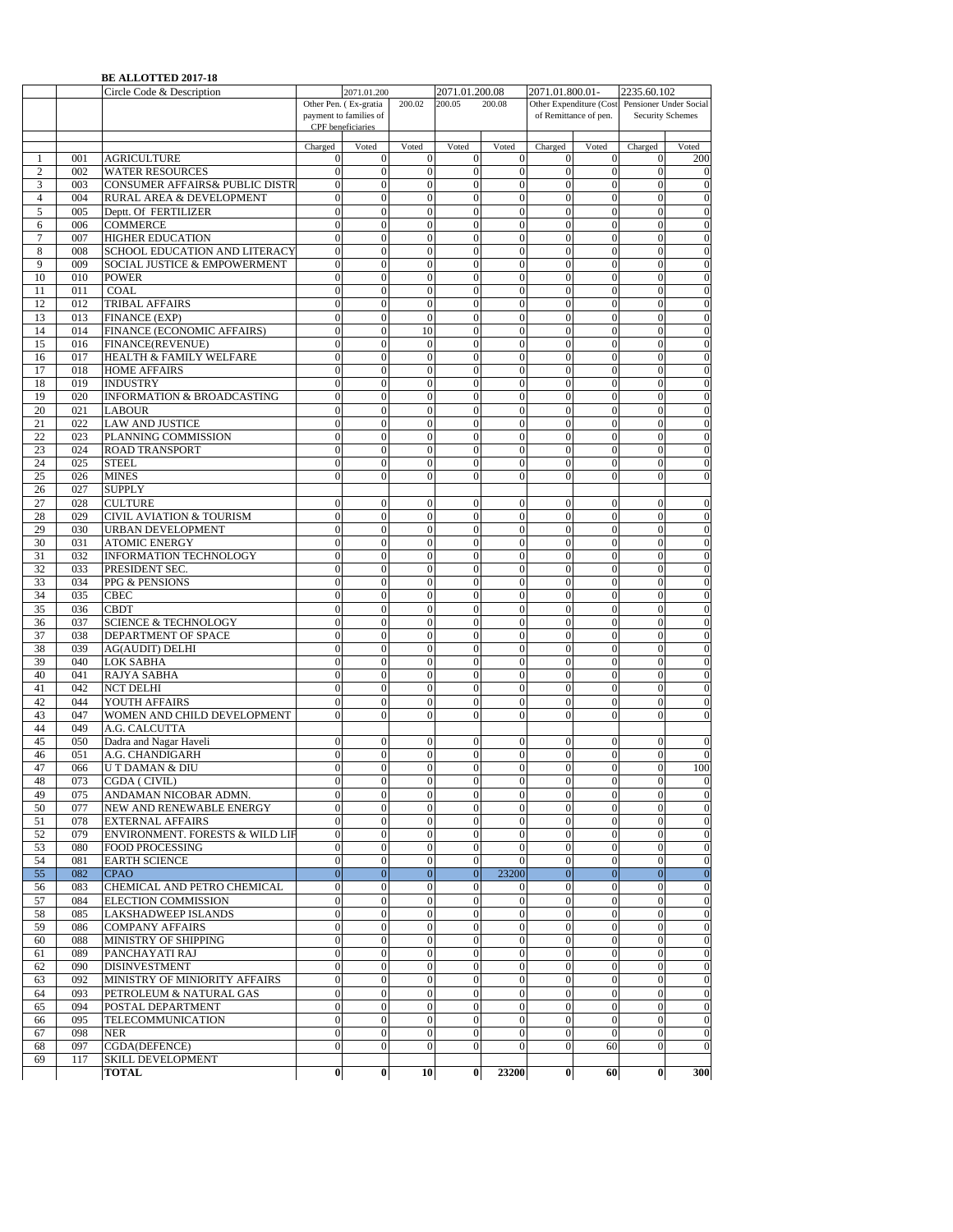**BE ALLOTTED 2017-18**

| | | Circle Code & Description | 2071.01.200 | | | 2071.01.200.08 | | 2071.01.800.01- | | 2235.60.102 | |
|---|---|---|---|---|---|---|---|---|---|---|---|
| | | | Other Pen. ( Ex-gratia payment to families of CPF beneficiaries | | 200.02 | 200.05 | 200.08 | Other Expenditure (Cost of Remittance of pen. | | Pensioner Under Social Security Schemes | |
| | | | Charged | Voted | Voted | Voted | Voted | Charged | Voted | Charged | Voted |
| 1 | 001 | AGRICULTURE | 0 | 0 | 0 | 0 | 0 | 0 | 0 | 0 | 200 |
| 2 | 002 | WATER RESOURCES | 0 | 0 | 0 | 0 | 0 | 0 | 0 | 0 | 0 |
| 3 | 003 | CONSUMER AFFAIRS& PUBLIC DISTR | 0 | 0 | 0 | 0 | 0 | 0 | 0 | 0 | 0 |
| 4 | 004 | RURAL AREA & DEVELOPMENT | 0 | 0 | 0 | 0 | 0 | 0 | 0 | 0 | 0 |
| 5 | 005 | Deptt. Of FERTILIZER | 0 | 0 | 0 | 0 | 0 | 0 | 0 | 0 | 0 |
| 6 | 006 | COMMERCE | 0 | 0 | 0 | 0 | 0 | 0 | 0 | 0 | 0 |
| 7 | 007 | HIGHER EDUCATION | 0 | 0 | 0 | 0 | 0 | 0 | 0 | 0 | 0 |
| 8 | 008 | SCHOOL EDUCATION AND LITERACY | 0 | 0 | 0 | 0 | 0 | 0 | 0 | 0 | 0 |
| 9 | 009 | SOCIAL JUSTICE & EMPOWERMENT | 0 | 0 | 0 | 0 | 0 | 0 | 0 | 0 | 0 |
| 10 | 010 | POWER | 0 | 0 | 0 | 0 | 0 | 0 | 0 | 0 | 0 |
| 11 | 011 | COAL | 0 | 0 | 0 | 0 | 0 | 0 | 0 | 0 | 0 |
| 12 | 012 | TRIBAL AFFAIRS | 0 | 0 | 0 | 0 | 0 | 0 | 0 | 0 | 0 |
| 13 | 013 | FINANCE (EXP) | 0 | 0 | 0 | 0 | 0 | 0 | 0 | 0 | 0 |
| 14 | 014 | FINANCE (ECONOMIC AFFAIRS) | 0 | 0 | 10 | 0 | 0 | 0 | 0 | 0 | 0 |
| 15 | 016 | FINANCE(REVENUE) | 0 | 0 | 0 | 0 | 0 | 0 | 0 | 0 | 0 |
| 16 | 017 | HEALTH & FAMILY WELFARE | 0 | 0 | 0 | 0 | 0 | 0 | 0 | 0 | 0 |
| 17 | 018 | HOME AFFAIRS | 0 | 0 | 0 | 0 | 0 | 0 | 0 | 0 | 0 |
| 18 | 019 | INDUSTRY | 0 | 0 | 0 | 0 | 0 | 0 | 0 | 0 | 0 |
| 19 | 020 | INFORMATION & BROADCASTING | 0 | 0 | 0 | 0 | 0 | 0 | 0 | 0 | 0 |
| 20 | 021 | LABOUR | 0 | 0 | 0 | 0 | 0 | 0 | 0 | 0 | 0 |
| 21 | 022 | LAW AND JUSTICE | 0 | 0 | 0 | 0 | 0 | 0 | 0 | 0 | 0 |
| 22 | 023 | PLANNING COMMISSION | 0 | 0 | 0 | 0 | 0 | 0 | 0 | 0 | 0 |
| 23 | 024 | ROAD TRANSPORT | 0 | 0 | 0 | 0 | 0 | 0 | 0 | 0 | 0 |
| 24 | 025 | STEEL | 0 | 0 | 0 | 0 | 0 | 0 | 0 | 0 | 0 |
| 25 | 026 | MINES | 0 | 0 | 0 | 0 | 0 | 0 | 0 | 0 | 0 |
| 26 | 027 | SUPPLY | | | | | | | | | |
| 27 | 028 | CULTURE | 0 | 0 | 0 | 0 | 0 | 0 | 0 | 0 | 0 |
| 28 | 029 | CIVIL AVIATION & TOURISM | 0 | 0 | 0 | 0 | 0 | 0 | 0 | 0 | 0 |
| 29 | 030 | URBAN DEVELOPMENT | 0 | 0 | 0 | 0 | 0 | 0 | 0 | 0 | 0 |
| 30 | 031 | ATOMIC ENERGY | 0 | 0 | 0 | 0 | 0 | 0 | 0 | 0 | 0 |
| 31 | 032 | INFORMATION TECHNOLOGY | 0 | 0 | 0 | 0 | 0 | 0 | 0 | 0 | 0 |
| 32 | 033 | PRESIDENT SEC. | 0 | 0 | 0 | 0 | 0 | 0 | 0 | 0 | 0 |
| 33 | 034 | PPG & PENSIONS | 0 | 0 | 0 | 0 | 0 | 0 | 0 | 0 | 0 |
| 34 | 035 | CBEC | 0 | 0 | 0 | 0 | 0 | 0 | 0 | 0 | 0 |
| 35 | 036 | CBDT | 0 | 0 | 0 | 0 | 0 | 0 | 0 | 0 | 0 |
| 36 | 037 | SCIENCE & TECHNOLOGY | 0 | 0 | 0 | 0 | 0 | 0 | 0 | 0 | 0 |
| 37 | 038 | DEPARTMENT OF SPACE | 0 | 0 | 0 | 0 | 0 | 0 | 0 | 0 | 0 |
| 38 | 039 | AG(AUDIT) DELHI | 0 | 0 | 0 | 0 | 0 | 0 | 0 | 0 | 0 |
| 39 | 040 | LOK SABHA | 0 | 0 | 0 | 0 | 0 | 0 | 0 | 0 | 0 |
| 40 | 041 | RAJYA SABHA | 0 | 0 | 0 | 0 | 0 | 0 | 0 | 0 | 0 |
| 41 | 042 | NCT DELHI | 0 | 0 | 0 | 0 | 0 | 0 | 0 | 0 | 0 |
| 42 | 044 | YOUTH AFFAIRS | 0 | 0 | 0 | 0 | 0 | 0 | 0 | 0 | 0 |
| 43 | 047 | WOMEN AND CHILD DEVELOPMENT | 0 | 0 | 0 | 0 | 0 | 0 | 0 | 0 | 0 |
| 44 | 049 | A.G. CALCUTTA | | | | | | | | | |
| 45 | 050 | Dadra and Nagar Haveli | 0 | 0 | 0 | 0 | 0 | 0 | 0 | 0 | 0 |
| 46 | 051 | A.G. CHANDIGARH | 0 | 0 | 0 | 0 | 0 | 0 | 0 | 0 | 0 |
| 47 | 066 | U T DAMAN & DIU | 0 | 0 | 0 | 0 | 0 | 0 | 0 | 0 | 100 |
| 48 | 073 | CGDA ( CIVIL) | 0 | 0 | 0 | 0 | 0 | 0 | 0 | 0 | 0 |
| 49 | 075 | ANDAMAN NICOBAR ADMN. | 0 | 0 | 0 | 0 | 0 | 0 | 0 | 0 | 0 |
| 50 | 077 | NEW AND RENEWABLE ENERGY | 0 | 0 | 0 | 0 | 0 | 0 | 0 | 0 | 0 |
| 51 | 078 | EXTERNAL AFFAIRS | 0 | 0 | 0 | 0 | 0 | 0 | 0 | 0 | 0 |
| 52 | 079 | ENVIRONMENT. FORESTS & WILD LIF | 0 | 0 | 0 | 0 | 0 | 0 | 0 | 0 | 0 |
| 53 | 080 | FOOD PROCESSING | 0 | 0 | 0 | 0 | 0 | 0 | 0 | 0 | 0 |
| 54 | 081 | EARTH SCIENCE | 0 | 0 | 0 | 0 | 0 | 0 | 0 | 0 | 0 |
| 55 | 082 | CPAO | 0 | 0 | 0 | 0 | 23200 | 0 | 0 | 0 | 0 |
| 56 | 083 | CHEMICAL AND PETRO CHEMICAL | 0 | 0 | 0 | 0 | 0 | 0 | 0 | 0 | 0 |
| 57 | 084 | ELECTION COMMISSION | 0 | 0 | 0 | 0 | 0 | 0 | 0 | 0 | 0 |
| 58 | 085 | LAKSHADWEEP ISLANDS | 0 | 0 | 0 | 0 | 0 | 0 | 0 | 0 | 0 |
| 59 | 086 | COMPANY AFFAIRS | 0 | 0 | 0 | 0 | 0 | 0 | 0 | 0 | 0 |
| 60 | 088 | MINISTRY OF SHIPPING | 0 | 0 | 0 | 0 | 0 | 0 | 0 | 0 | 0 |
| 61 | 089 | PANCHAYATI RAJ | 0 | 0 | 0 | 0 | 0 | 0 | 0 | 0 | 0 |
| 62 | 090 | DISINVESTMENT | 0 | 0 | 0 | 0 | 0 | 0 | 0 | 0 | 0 |
| 63 | 092 | MINISTRY OF MINIORITY AFFAIRS | 0 | 0 | 0 | 0 | 0 | 0 | 0 | 0 | 0 |
| 64 | 093 | PETROLEUM & NATURAL GAS | 0 | 0 | 0 | 0 | 0 | 0 | 0 | 0 | 0 |
| 65 | 094 | POSTAL DEPARTMENT | 0 | 0 | 0 | 0 | 0 | 0 | 0 | 0 | 0 |
| 66 | 095 | TELECOMMUNICATION | 0 | 0 | 0 | 0 | 0 | 0 | 0 | 0 | 0 |
| 67 | 098 | NER | 0 | 0 | 0 | 0 | 0 | 0 | 0 | 0 | 0 |
| 68 | 097 | CGDA(DEFENCE) | 0 | 0 | 0 | 0 | 0 | 0 | 60 | 0 | 0 |
| 69 | 117 | SKILL DEVELOPMENT | | | | | | | | | |
| | | **TOTAL** | **0** | **0** | **10** | **0** | **23200** | **0** | **60** | **0** | **300** |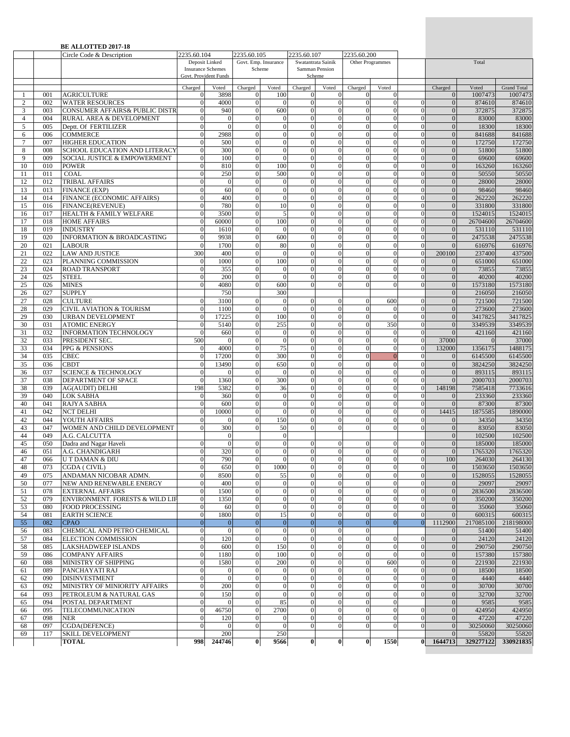**BE ALLOTTED 2017-18**

| | | Circle Code & Description | 2235.60.104 | | 2235.60.105 | | 2235.60.107 | | 2235.60.200 | | | | | |
|---|---|---|---|---|---|---|---|---|---|---|---|---|---|---|
| | | | Deposit Linked Insurance Schemes Govt. Provident Funds | | Govt. Emp. Insurance Scheme | | Swatantrata Sainik Samman Pension Scheme | | Other Programmes | | | Total | | |
| | | | Charged | Voted | Charged | Voted | Charged | Voted | Charged | Voted | | Charged | Voted | Grand Total |
| 1 | 001 | AGRICULTURE | 0 | 3898 | 0 | 100 | 0 | 0 | 0 | 0 | | 0 | 1007473 | 1007473 |
| 2 | 002 | WATER RESOURCES | 0 | 4000 | 0 | 0 | 0 | 0 | 0 | 0 | 0 | 0 | 874610 | 874610 |
| 3 | 003 | CONSUMER AFFAIRS& PUBLIC DISTR | 0 | 940 | 0 | 600 | 0 | 0 | 0 | 0 | 0 | 0 | 372875 | 372875 |
| 4 | 004 | RURAL AREA & DEVELOPMENT | 0 | 0 | 0 | 0 | 0 | 0 | 0 | 0 | 0 | 0 | 83000 | 83000 |
| 5 | 005 | Deptt. Of FERTILIZER | 0 | 0 | 0 | 0 | 0 | 0 | 0 | 0 | 0 | 0 | 18300 | 18300 |
| 6 | 006 | COMMERCE | 0 | 2988 | 0 | 0 | 0 | 0 | 0 | 0 | 0 | 0 | 841688 | 841688 |
| 7 | 007 | HIGHER EDUCATION | 0 | 500 | 0 | 0 | 0 | 0 | 0 | 0 | 0 | 0 | 172750 | 172750 |
| 8 | 008 | SCHOOL EDUCATION AND LITERACY | 0 | 300 | 0 | 0 | 0 | 0 | 0 | 0 | 0 | 0 | 51800 | 51800 |
| 9 | 009 | SOCIAL JUSTICE & EMPOWERMENT | 0 | 100 | 0 | 0 | 0 | 0 | 0 | 0 | 0 | 0 | 69600 | 69600 |
| 10 | 010 | POWER | 0 | 810 | 0 | 100 | 0 | 0 | 0 | 0 | 0 | 0 | 163260 | 163260 |
| 11 | 011 | COAL | 0 | 250 | 0 | 500 | 0 | 0 | 0 | 0 | 0 | 0 | 50550 | 50550 |
| 12 | 012 | TRIBAL AFFAIRS | 0 | 0 | 0 | 0 | 0 | 0 | 0 | 0 | 0 | 0 | 28000 | 28000 |
| 13 | 013 | FINANCE (EXP) | 0 | 60 | 0 | 0 | 0 | 0 | 0 | 0 | 0 | 0 | 98460 | 98460 |
| 14 | 014 | FINANCE (ECONOMIC AFFAIRS) | 0 | 400 | 0 | 0 | 0 | 0 | 0 | 0 | 0 | 0 | 262220 | 262220 |
| 15 | 016 | FINANCE(REVENUE) | 0 | 780 | 0 | 10 | 0 | 0 | 0 | 0 | 0 | 0 | 331800 | 331800 |
| 16 | 017 | HEALTH & FAMILY WELFARE | 0 | 3500 | 0 | 5 | 0 | 0 | 0 | 0 | 0 | 0 | 1524015 | 1524015 |
| 17 | 018 | HOME AFFAIRS | 0 | 60000 | 0 | 100 | 0 | 0 | 0 | 0 | 0 | 0 | 26704600 | 26704600 |
| 18 | 019 | INDUSTRY | 0 | 1610 | 0 | 0 | 0 | 0 | 0 | 0 | 0 | 0 | 531110 | 531110 |
| 19 | 020 | INFORMATION & BROADCASTING | 0 | 9938 | 0 | 600 | 0 | 0 | 0 | 0 | 0 | 0 | 2475538 | 2475538 |
| 20 | 021 | LABOUR | 0 | 1700 | 0 | 80 | 0 | 0 | 0 | 0 | 0 | 0 | 616976 | 616976 |
| 21 | 022 | LAW AND JUSTICE | 300 | 400 | 0 | 0 | 0 | 0 | 0 | 0 | 0 | 200100 | 237400 | 437500 |
| 22 | 023 | PLANNING COMMISSION | 0 | 1000 | 0 | 100 | 0 | 0 | 0 | 0 | 0 | 0 | 651000 | 651000 |
| 23 | 024 | ROAD TRANSPORT | 0 | 355 | 0 | 0 | 0 | 0 | 0 | 0 | 0 | 0 | 73855 | 73855 |
| 24 | 025 | STEEL | 0 | 200 | 0 | 0 | 0 | 0 | 0 | 0 | 0 | 0 | 40200 | 40200 |
| 25 | 026 | MINES | 0 | 4080 | 0 | 600 | 0 | 0 | 0 | 0 | 0 | 0 | 1573180 | 1573180 |
| 26 | 027 | SUPPLY | | 750 | | 300 | | | | | | 0 | 216050 | 216050 |
| 27 | 028 | CULTURE | 0 | 3100 | 0 | 0 | 0 | 0 | 0 | 600 | 0 | 0 | 721500 | 721500 |
| 28 | 029 | CIVIL AVIATION & TOURISM | 0 | 1100 | 0 | 0 | 0 | 0 | 0 | 0 | 0 | 0 | 273600 | 273600 |
| 29 | 030 | URBAN DEVELOPMENT | 0 | 17225 | 0 | 100 | 0 | 0 | 0 | 0 | 0 | 0 | 3417825 | 3417825 |
| 30 | 031 | ATOMIC ENERGY | 0 | 5140 | 0 | 255 | 0 | 0 | 0 | 350 | 0 | 0 | 3349539 | 3349539 |
| 31 | 032 | INFORMATION TECHNOLOGY | 0 | 660 | 0 | 0 | 0 | 0 | 0 | 0 | 0 | 0 | 421160 | 421160 |
| 32 | 033 | PRESIDENT SEC. | 500 | 0 | 0 | 0 | 0 | 0 | 0 | 0 | 0 | 37000 | 0 | 37000 |
| 33 | 034 | PPG & PENSIONS | 0 | 4000 | 0 | 75 | 0 | 0 | 0 | 0 | 0 | 132000 | 1356175 | 1488175 |
| 34 | 035 | CBEC | 0 | 17200 | 0 | 300 | 0 | 0 | 0 | 0 | 0 | 0 | 6145500 | 6145500 |
| 35 | 036 | CBDT | 0 | 13490 | 0 | 650 | 0 | 0 | 0 | 0 | 0 | 0 | 3824250 | 3824250 |
| 36 | 037 | SCIENCE & TECHNOLOGY | 0 | 0 | 0 | 0 | 0 | 0 | 0 | 0 | 0 | 0 | 893115 | 893115 |
| 37 | 038 | DEPARTMENT OF SPACE | 0 | 1360 | 0 | 300 | 0 | 0 | 0 | 0 | 0 | 0 | 2000703 | 2000703 |
| 38 | 039 | AG(AUDIT) DELHI | 198 | 5382 | 0 | 36 | 0 | 0 | 0 | 0 | 0 | 148198 | 7585418 | 7733616 |
| 39 | 040 | LOK SABHA | 0 | 360 | 0 | 0 | 0 | 0 | 0 | 0 | 0 | 0 | 233360 | 233360 |
| 40 | 041 | RAJYA SABHA | 0 | 600 | 0 | 0 | 0 | 0 | 0 | 0 | 0 | 0 | 87300 | 87300 |
| 41 | 042 | NCT DELHI | 0 | 10000 | 0 | 0 | 0 | 0 | 0 | 0 | 0 | 14415 | 1875585 | 1890000 |
| 42 | 044 | YOUTH AFFAIRS | 0 | 0 | 0 | 150 | 0 | 0 | 0 | 0 | 0 | 0 | 34350 | 34350 |
| 43 | 047 | WOMEN AND CHILD DEVELOPMENT | 0 | 300 | 0 | 50 | 0 | 0 | 0 | 0 | 0 | 0 | 83050 | 83050 |
| 44 | 049 | A.G. CALCUTTA | | 0 | | 0 | | | | | | 0 | 102500 | 102500 |
| 45 | 050 | Dadra and Nagar Haveli | 0 | 0 | 0 | 0 | 0 | 0 | 0 | 0 | 0 | 0 | 185000 | 185000 |
| 46 | 051 | A.G. CHANDIGARH | 0 | 320 | 0 | 0 | 0 | 0 | 0 | 0 | 0 | 0 | 1765320 | 1765320 |
| 47 | 066 | U T DAMAN & DIU | 0 | 790 | 0 | 0 | 0 | 0 | 0 | 0 | 0 | 100 | 264030 | 264130 |
| 48 | 073 | CGDA ( CIVIL) | 0 | 650 | 0 | 1000 | 0 | 0 | 0 | 0 | 0 | 0 | 1503650 | 1503650 |
| 49 | 075 | ANDAMAN NICOBAR ADMN. | 0 | 8500 | 0 | 55 | 0 | 0 | 0 | 0 | 0 | 0 | 1528055 | 1528055 |
| 50 | 077 | NEW AND RENEWABLE ENERGY | 0 | 400 | 0 | 0 | 0 | 0 | 0 | 0 | 0 | 0 | 29097 | 29097 |
| 51 | 078 | EXTERNAL AFFAIRS | 0 | 1500 | 0 | 0 | 0 | 0 | 0 | 0 | 0 | 0 | 2836500 | 2836500 |
| 52 | 079 | ENVIRONMENT. FORESTS & WILD LIF | 0 | 1350 | 0 | 0 | 0 | 0 | 0 | 0 | 0 | 0 | 350200 | 350200 |
| 53 | 080 | FOOD PROCESSING | 0 | 60 | 0 | 0 | 0 | 0 | 0 | 0 | 0 | 0 | 35060 | 35060 |
| 54 | 081 | EARTH SCIENCE | 0 | 1800 | 0 | 15 | 0 | 0 | 0 | 0 | 0 | 0 | 600315 | 600315 |
| 55 | 082 | CPAO | 0 | 0 | 0 | 0 | 0 | 0 | 0 | 0 | 0 | 1112900 | 217085100 | 218198000 |
| 56 | 083 | CHEMICAL AND PETRO CHEMICAL | 0 | 0 | 0 | 0 | 0 | 0 | 0 | | | 0 | 51400 | 51400 |
| 57 | 084 | ELECTION COMMISSION | 0 | 120 | 0 | 0 | 0 | 0 | 0 | 0 | 0 | 0 | 24120 | 24120 |
| 58 | 085 | LAKSHADWEEP ISLANDS | 0 | 600 | 0 | 150 | 0 | 0 | 0 | 0 | 0 | 0 | 290750 | 290750 |
| 59 | 086 | COMPANY AFFAIRS | 0 | 1180 | 0 | 100 | 0 | 0 | 0 | 0 | 0 | 0 | 157380 | 157380 |
| 60 | 088 | MINISTRY OF SHIPPING | 0 | 1580 | 0 | 200 | 0 | 0 | 0 | 600 | 0 | 0 | 221930 | 221930 |
| 61 | 089 | PANCHAYATI RAJ | 0 | 0 | 0 | 0 | 0 | 0 | 0 | 0 | 0 | 0 | 18500 | 18500 |
| 62 | 090 | DISINVESTMENT | 0 | 0 | 0 | 0 | 0 | 0 | 0 | 0 | 0 | 0 | 4440 | 4440 |
| 63 | 092 | MINISTRY OF MINIORITY AFFAIRS | 0 | 200 | 0 | 0 | 0 | 0 | 0 | 0 | 0 | 0 | 30700 | 30700 |
| 64 | 093 | PETROLEUM & NATURAL GAS | 0 | 150 | 0 | 0 | 0 | 0 | 0 | 0 | 0 | 0 | 32700 | 32700 |
| 65 | 094 | POSTAL DEPARTMENT | 0 | 0 | 0 | 85 | 0 | 0 | 0 | 0 | | 0 | 9585 | 9585 |
| 66 | 095 | TELECOMMUNICATION | 0 | 46750 | 0 | 2700 | 0 | 0 | 0 | 0 | 0 | 0 | 424950 | 424950 |
| 67 | 098 | NER | 0 | 120 | 0 | 0 | 0 | 0 | 0 | 0 | 0 | 0 | 47220 | 47220 |
| 68 | 097 | CGDA(DEFENCE) | 0 | 0 | 0 | 0 | 0 | 0 | 0 | 0 | 0 | 0 | 30250060 | 30250060 |
| 69 | 117 | SKILL DEVELOPMENT | | 200 | | 250 | | | | | | 0 | 55820 | 55820 |
| | | **TOTAL** | **998** | **244746** | **0** | **9566** | **0** | **0** | **0** | **1550** | **0** | **1644713** | **329277122** | **330921835** |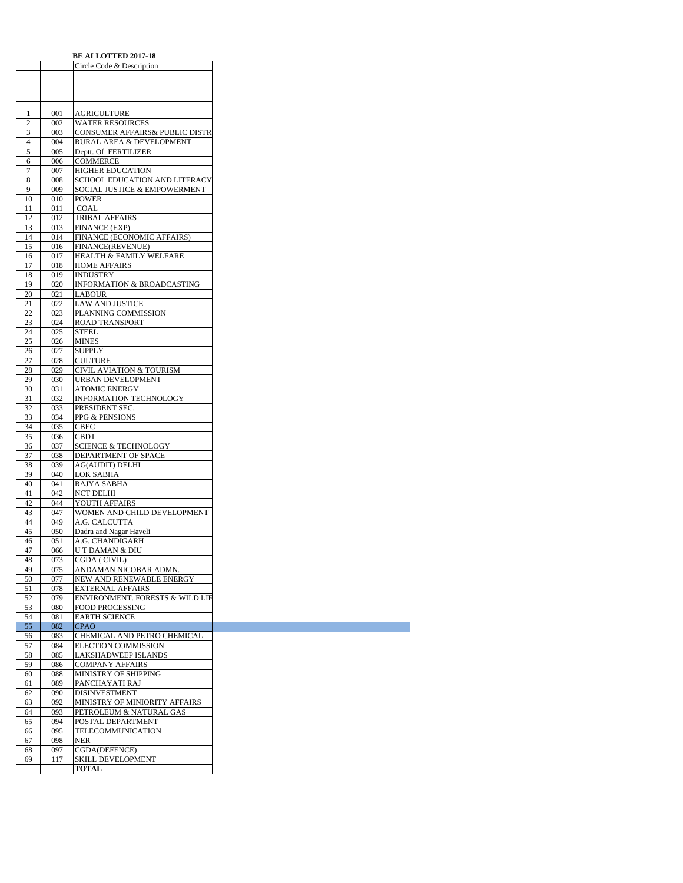**BE ALLOTTED 2017-18**

| | | Circle Code & Description |
|---|---|---|
| 1 | 001 | AGRICULTURE |
| 2 | 002 | WATER RESOURCES |
| 3 | 003 | CONSUMER AFFAIRS& PUBLIC DISTR |
| 4 | 004 | RURAL AREA & DEVELOPMENT |
| 5 | 005 | Deptt. Of FERTILIZER |
| 6 | 006 | COMMERCE |
| 7 | 007 | HIGHER EDUCATION |
| 8 | 008 | SCHOOL EDUCATION AND LITERACY |
| 9 | 009 | SOCIAL JUSTICE & EMPOWERMENT |
| 10 | 010 | POWER |
| 11 | 011 | COAL |
| 12 | 012 | TRIBAL AFFAIRS |
| 13 | 013 | FINANCE (EXP) |
| 14 | 014 | FINANCE (ECONOMIC AFFAIRS) |
| 15 | 016 | FINANCE(REVENUE) |
| 16 | 017 | HEALTH & FAMILY WELFARE |
| 17 | 018 | HOME AFFAIRS |
| 18 | 019 | INDUSTRY |
| 19 | 020 | INFORMATION & BROADCASTING |
| 20 | 021 | LABOUR |
| 21 | 022 | LAW AND JUSTICE |
| 22 | 023 | PLANNING COMMISSION |
| 23 | 024 | ROAD TRANSPORT |
| 24 | 025 | STEEL |
| 25 | 026 | MINES |
| 26 | 027 | SUPPLY |
| 27 | 028 | CULTURE |
| 28 | 029 | CIVIL AVIATION & TOURISM |
| 29 | 030 | URBAN DEVELOPMENT |
| 30 | 031 | ATOMIC ENERGY |
| 31 | 032 | INFORMATION TECHNOLOGY |
| 32 | 033 | PRESIDENT SEC. |
| 33 | 034 | PPG & PENSIONS |
| 34 | 035 | CBEC |
| 35 | 036 | CBDT |
| 36 | 037 | SCIENCE & TECHNOLOGY |
| 37 | 038 | DEPARTMENT OF SPACE |
| 38 | 039 | AG(AUDIT) DELHI |
| 39 | 040 | LOK SABHA |
| 40 | 041 | RAJYA SABHA |
| 41 | 042 | NCT DELHI |
| 42 | 044 | YOUTH AFFAIRS |
| 43 | 047 | WOMEN AND CHILD DEVELOPMENT |
| 44 | 049 | A.G. CALCUTTA |
| 45 | 050 | Dadra and Nagar Haveli |
| 46 | 051 | A.G. CHANDIGARH |
| 47 | 066 | U T DAMAN & DIU |
| 48 | 073 | CGDA ( CIVIL) |
| 49 | 075 | ANDAMAN NICOBAR ADMN. |
| 50 | 077 | NEW AND RENEWABLE ENERGY |
| 51 | 078 | EXTERNAL AFFAIRS |
| 52 | 079 | ENVIRONMENT. FORESTS & WILD LIF |
| 53 | 080 | FOOD PROCESSING |
| 54 | 081 | EARTH SCIENCE |
| 55 | 082 | CPAO |
| 56 | 083 | CHEMICAL AND PETRO CHEMICAL |
| 57 | 084 | ELECTION COMMISSION |
| 58 | 085 | LAKSHADWEEP ISLANDS |
| 59 | 086 | COMPANY AFFAIRS |
| 60 | 088 | MINISTRY OF SHIPPING |
| 61 | 089 | PANCHAYATI RAJ |
| 62 | 090 | DISINVESTMENT |
| 63 | 092 | MINISTRY OF MINIORITY AFFAIRS |
| 64 | 093 | PETROLEUM & NATURAL GAS |
| 65 | 094 | POSTAL DEPARTMENT |
| 66 | 095 | TELECOMMUNICATION |
| 67 | 098 | NER |
| 68 | 097 | CGDA(DEFENCE) |
| 69 | 117 | SKILL DEVELOPMENT |
| | | **TOTAL** |